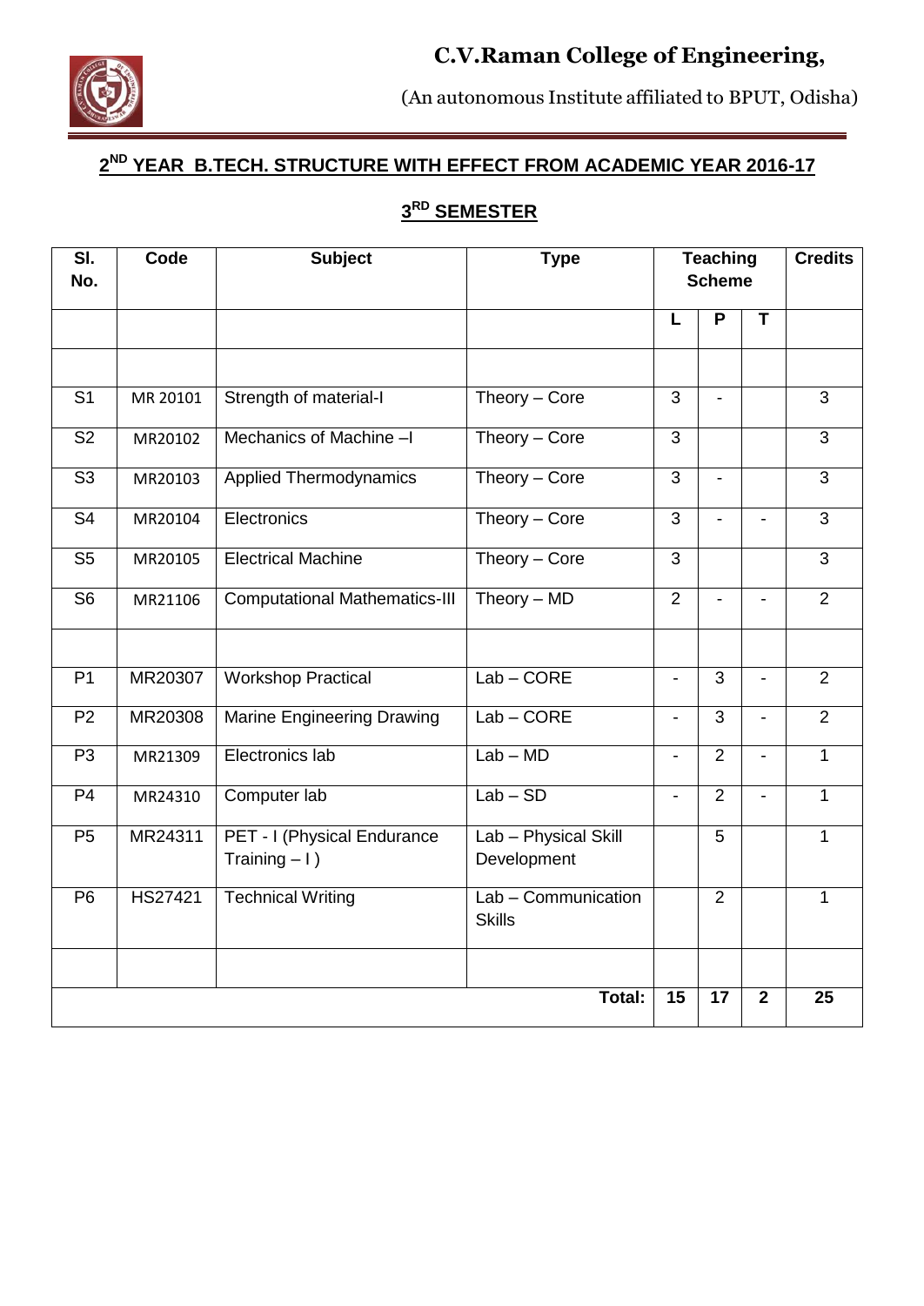# C.V.Raman College of Engineering,

(An autonomous Institute affiliated to BPUT, Odisha)

## 2ND YEAR B.TECH. STRUCTURE WITH EFFECT FROM ACADEMIC YEAR 2016-17

### 3RD SEMESTER

| Sl. No. | Code | Subject | Type | Teaching Scheme | | | Credits |
|---|---|---|---|---|---|---|---|
| | | | | L | P | T | |
| | | | | | | | |
| S1 | MR 20101 | Strength of material-I | Theory – Core | 3 | - | | 3 |
| S2 | MR20102 | Mechanics of Machine –I | Theory – Core | 3 | | | 3 |
| S3 | MR20103 | Applied Thermodynamics | Theory – Core | 3 | - | | 3 |
| S4 | MR20104 | Electronics | Theory – Core | 3 | - | - | 3 |
| S5 | MR20105 | Electrical Machine | Theory – Core | 3 | | | 3 |
| S6 | MR21106 | Computational Mathematics-III | Theory – MD | 2 | - | - | 2 |
| | | | | | | | |
| P1 | MR20307 | Workshop Practical | Lab – CORE | - | 3 | - | 2 |
| P2 | MR20308 | Marine Engineering Drawing | Lab – CORE | - | 3 | - | 2 |
| P3 | MR21309 | Electronics lab | Lab – MD | - | 2 | - | 1 |
| P4 | MR24310 | Computer lab | Lab – SD | - | 2 | - | 1 |
| P5 | MR24311 | PET - I (Physical Endurance Training – I ) | Lab – Physical Skill Development | | 5 | | 1 |
| P6 | HS27421 | Technical Writing | Lab – Communication Skills | | 2 | | 1 |
| | | | | | | | |
| | | | **Total:** | **15** | **17** | **2** | **25** |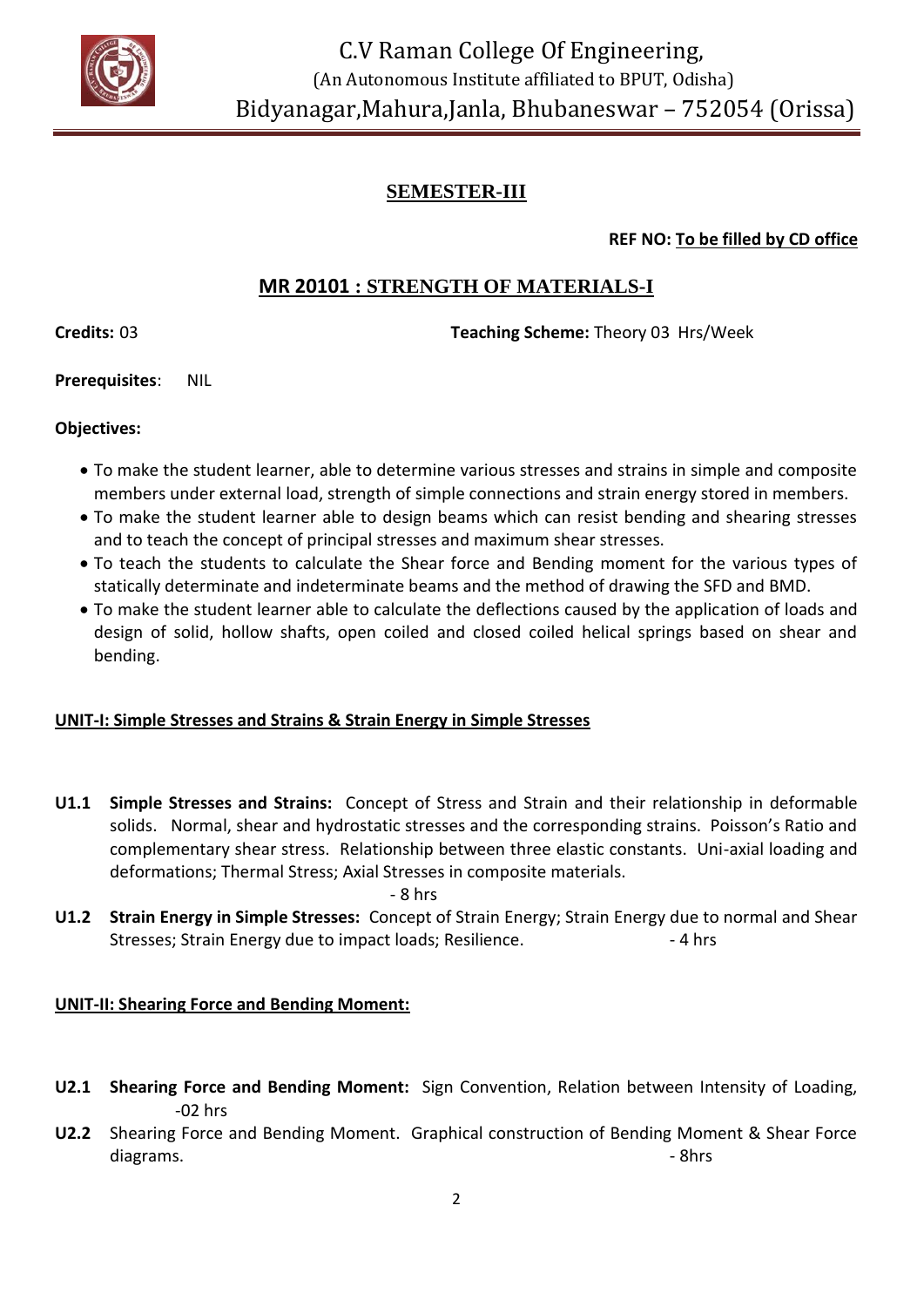C.V Raman College Of Engineering,
(An Autonomous Institute affiliated to BPUT, Odisha)
Bidyanagar,Mahura,Janla, Bhubaneswar – 752054 (Orissa)

## SEMESTER-III

**REF NO: To be filled by CD office**

## MR 20101 : STRENGTH OF MATERIALS-I

**Credits:** 03 **Teaching Scheme:** Theory 03 Hrs/Week

**Prerequisites**: NIL

**Objectives:**

- To make the student learner, able to determine various stresses and strains in simple and composite members under external load, strength of simple connections and strain energy stored in members.
- To make the student learner able to design beams which can resist bending and shearing stresses and to teach the concept of principal stresses and maximum shear stresses.
- To teach the students to calculate the Shear force and Bending moment for the various types of statically determinate and indeterminate beams and the method of drawing the SFD and BMD.
- To make the student learner able to calculate the deflections caused by the application of loads and design of solid, hollow shafts, open coiled and closed coiled helical springs based on shear and bending.

**UNIT-I: Simple Stresses and Strains & Strain Energy in Simple Stresses**

**U1.1 Simple Stresses and Strains:** Concept of Stress and Strain and their relationship in deformable solids. Normal, shear and hydrostatic stresses and the corresponding strains. Poisson's Ratio and complementary shear stress. Relationship between three elastic constants. Uni-axial loading and deformations; Thermal Stress; Axial Stresses in composite materials. - 8 hrs

**U1.2 Strain Energy in Simple Stresses:** Concept of Strain Energy; Strain Energy due to normal and Shear Stresses; Strain Energy due to impact loads; Resilience. - 4 hrs

**UNIT-II: Shearing Force and Bending Moment:**

**U2.1 Shearing Force and Bending Moment:** Sign Convention, Relation between Intensity of Loading, -02 hrs

**U2.2** Shearing Force and Bending Moment. Graphical construction of Bending Moment & Shear Force diagrams. - 8hrs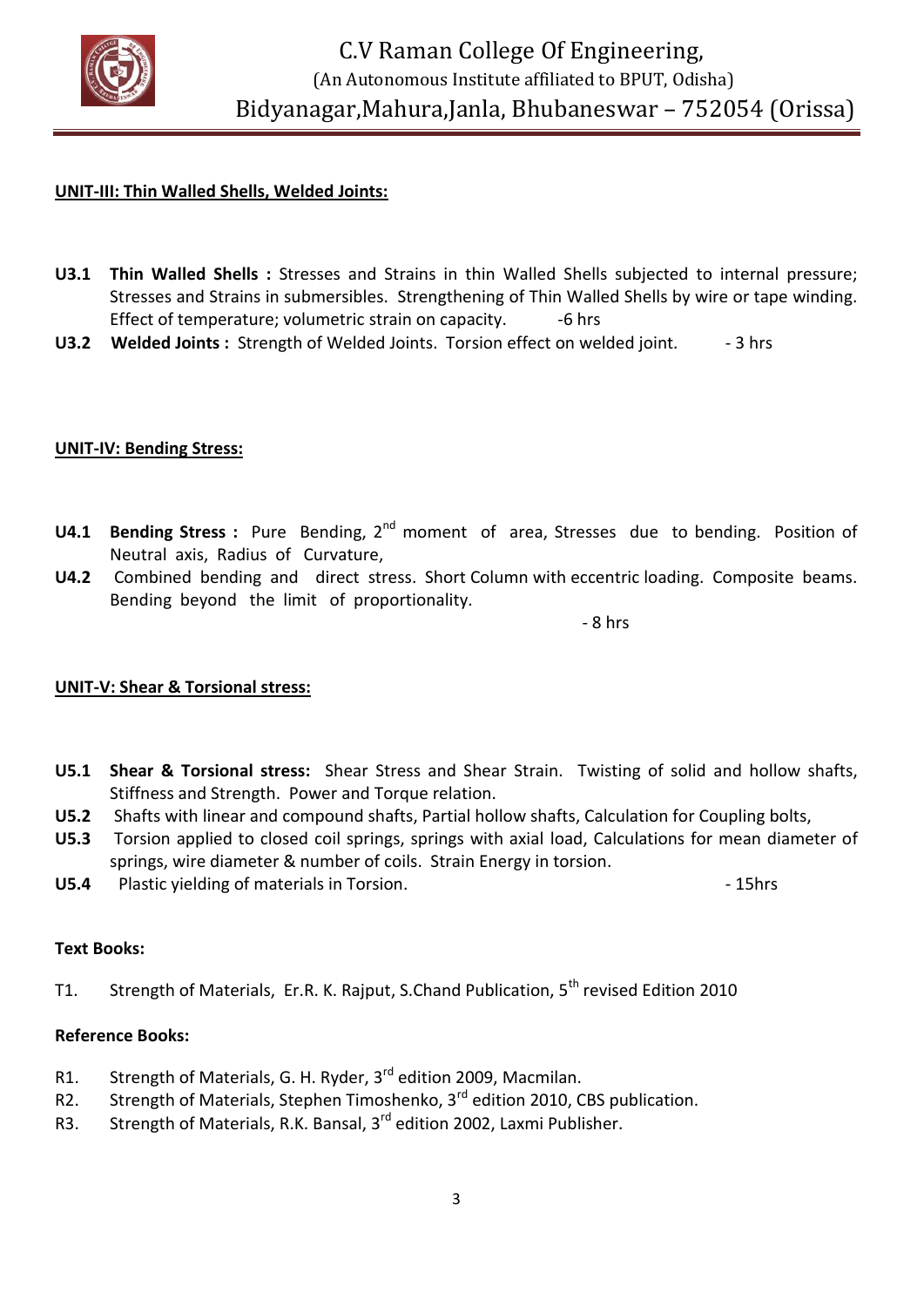## UNIT-III: Thin Walled Shells, Welded Joints:

**U3.1 Thin Walled Shells :** Stresses and Strains in thin Walled Shells subjected to internal pressure; Stresses and Strains in submersibles. Strengthening of Thin Walled Shells by wire or tape winding. Effect of temperature; volumetric strain on capacity. -6 hrs

**U3.2 Welded Joints :** Strength of Welded Joints. Torsion effect on welded joint. - 3 hrs

## UNIT-IV: Bending Stress:

**U4.1 Bending Stress :** Pure Bending, 2nd moment of area, Stresses due to bending. Position of Neutral axis, Radius of Curvature,

**U4.2** Combined bending and direct stress. Short Column with eccentric loading. Composite beams. Bending beyond the limit of proportionality.

- 8 hrs

## UNIT-V: Shear & Torsional stress:

**U5.1 Shear & Torsional stress:** Shear Stress and Shear Strain. Twisting of solid and hollow shafts, Stiffness and Strength. Power and Torque relation.

**U5.2** Shafts with linear and compound shafts, Partial hollow shafts, Calculation for Coupling bolts,

**U5.3** Torsion applied to closed coil springs, springs with axial load, Calculations for mean diameter of springs, wire diameter & number of coils. Strain Energy in torsion.

**U5.4** Plastic yielding of materials in Torsion. - 15hrs

**Text Books:**

T1. Strength of Materials, Er.R. K. Rajput, S.Chand Publication, 5th revised Edition 2010

**Reference Books:**

R1. Strength of Materials, G. H. Ryder, 3rd edition 2009, Macmilan.

R2. Strength of Materials, Stephen Timoshenko, 3rd edition 2010, CBS publication.

R3. Strength of Materials, R.K. Bansal, 3rd edition 2002, Laxmi Publisher.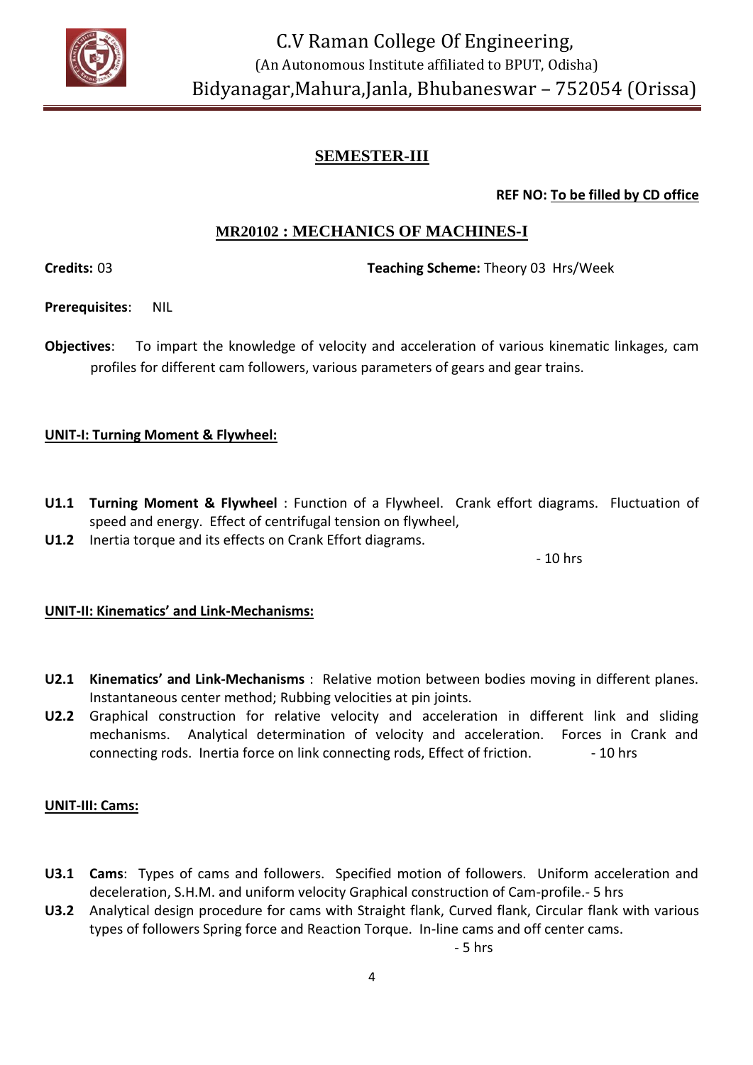# C.V Raman College Of Engineering,
(An Autonomous Institute affiliated to BPUT, Odisha)
Bidyanagar,Mahura,Janla, Bhubaneswar – 752054 (Orissa)

## SEMESTER-III

**REF NO: To be filled by CD office**

## MR20102 : MECHANICS OF MACHINES-I

**Credits:** 03 **Teaching Scheme:** Theory 03 Hrs/Week

**Prerequisites**: NIL

**Objectives**: To impart the knowledge of velocity and acceleration of various kinematic linkages, cam profiles for different cam followers, various parameters of gears and gear trains.

### UNIT-I: Turning Moment & Flywheel:

**U1.1** **Turning Moment & Flywheel** : Function of a Flywheel. Crank effort diagrams. Fluctuation of speed and energy. Effect of centrifugal tension on flywheel,

**U1.2** Inertia torque and its effects on Crank Effort diagrams.

- 10 hrs

### UNIT-II: Kinematics' and Link-Mechanisms:

**U2.1** **Kinematics' and Link-Mechanisms** : Relative motion between bodies moving in different planes. Instantaneous center method; Rubbing velocities at pin joints.

**U2.2** Graphical construction for relative velocity and acceleration in different link and sliding mechanisms. Analytical determination of velocity and acceleration. Forces in Crank and connecting rods. Inertia force on link connecting rods, Effect of friction. - 10 hrs

### UNIT-III: Cams:

**U3.1** **Cams**: Types of cams and followers. Specified motion of followers. Uniform acceleration and deceleration, S.H.M. and uniform velocity Graphical construction of Cam-profile.- 5 hrs

**U3.2** Analytical design procedure for cams with Straight flank, Curved flank, Circular flank with various types of followers Spring force and Reaction Torque. In-line cams and off center cams.

- 5 hrs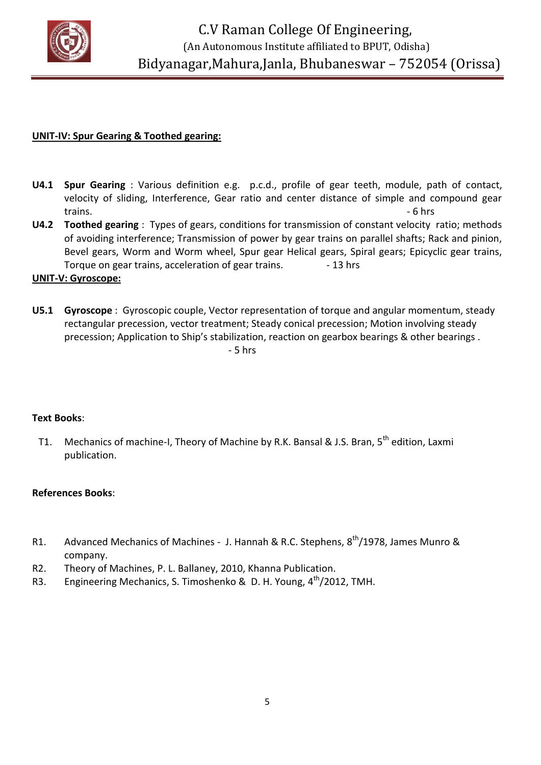**UNIT-IV: Spur Gearing & Toothed gearing:**

- **U4.1 Spur Gearing** : Various definition e.g. p.c.d., profile of gear teeth, module, path of contact, velocity of sliding, Interference, Gear ratio and center distance of simple and compound gear trains. - 6 hrs
- **U4.2 Toothed gearing** : Types of gears, conditions for transmission of constant velocity ratio; methods of avoiding interference; Transmission of power by gear trains on parallel shafts; Rack and pinion, Bevel gears, Worm and Worm wheel, Spur gear Helical gears, Spiral gears; Epicyclic gear trains, Torque on gear trains, acceleration of gear trains. - 13 hrs

**UNIT-V: Gyroscope:**

- **U5.1 Gyroscope** : Gyroscopic couple, Vector representation of torque and angular momentum, steady rectangular precession, vector treatment; Steady conical precession; Motion involving steady precession; Application to Ship's stabilization, reaction on gearbox bearings & other bearings . - 5 hrs

**Text Books**:

T1. Mechanics of machine-I, Theory of Machine by R.K. Bansal & J.S. Bran, 5th edition, Laxmi publication.

**References Books**:

R1. Advanced Mechanics of Machines - J. Hannah & R.C. Stephens, 8th/1978, James Munro & company.

R2. Theory of Machines, P. L. Ballaney, 2010, Khanna Publication.

R3. Engineering Mechanics, S. Timoshenko & D. H. Young, 4th/2012, TMH.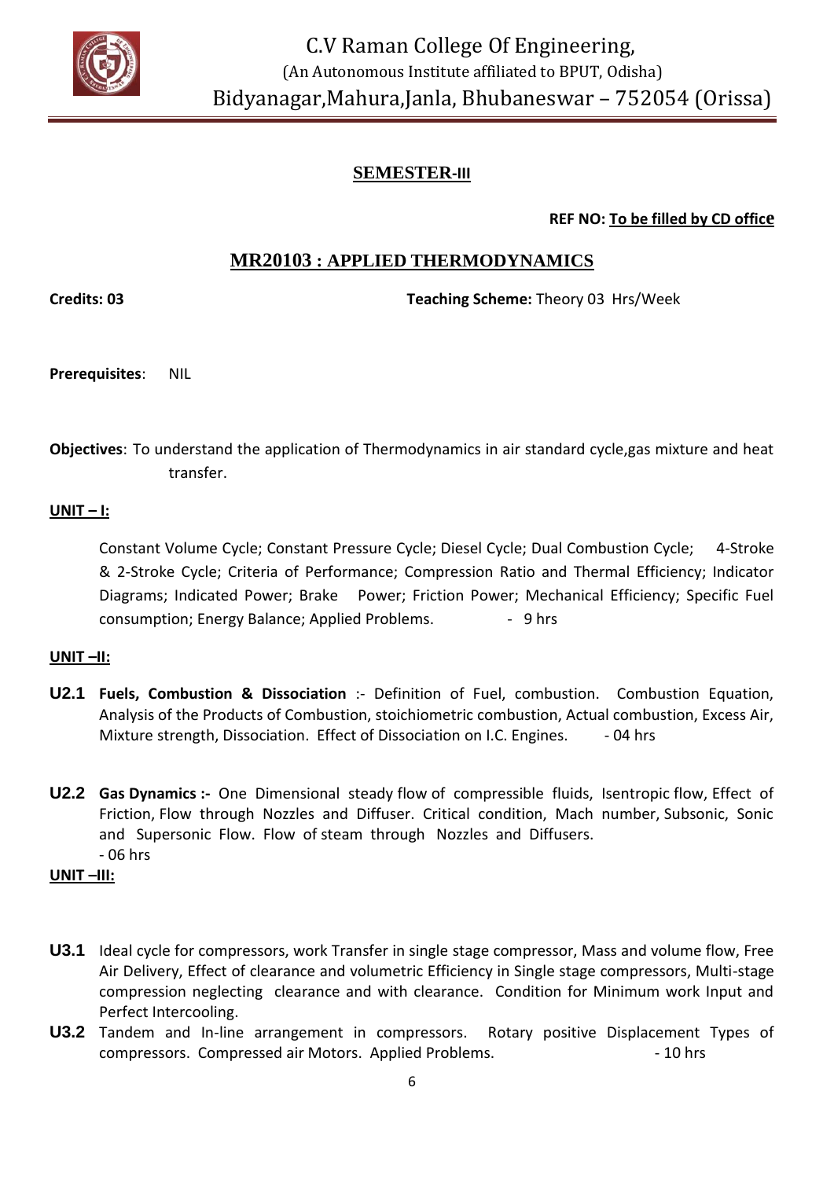# C.V Raman College Of Engineering,

(An Autonomous Institute affiliated to BPUT, Odisha)

Bidyanagar,Mahura,Janla, Bhubaneswar – 752054 (Orissa)

## SEMESTER-III

**REF NO: To be filled by CD office**

## MR20103 : APPLIED THERMODYNAMICS

**Credits: 03** **Teaching Scheme:** Theory 03 Hrs/Week

**Prerequisites**: NIL

**Objectives**: To understand the application of Thermodynamics in air standard cycle,gas mixture and heat transfer.

**UNIT – I:**

Constant Volume Cycle; Constant Pressure Cycle; Diesel Cycle; Dual Combustion Cycle; 4-Stroke & 2-Stroke Cycle; Criteria of Performance; Compression Ratio and Thermal Efficiency; Indicator Diagrams; Indicated Power; Brake Power; Friction Power; Mechanical Efficiency; Specific Fuel consumption; Energy Balance; Applied Problems. - 9 hrs

**UNIT –II:**

**U2.1** **Fuels, Combustion & Dissociation** :- Definition of Fuel, combustion. Combustion Equation, Analysis of the Products of Combustion, stoichiometric combustion, Actual combustion, Excess Air, Mixture strength, Dissociation. Effect of Dissociation on I.C. Engines. - 04 hrs

**U2.2** **Gas Dynamics :-** One Dimensional steady flow of compressible fluids, Isentropic flow, Effect of Friction, Flow through Nozzles and Diffuser. Critical condition, Mach number, Subsonic, Sonic and Supersonic Flow. Flow of steam through Nozzles and Diffusers. - 06 hrs

**UNIT –III:**

**U3.1** Ideal cycle for compressors, work Transfer in single stage compressor, Mass and volume flow, Free Air Delivery, Effect of clearance and volumetric Efficiency in Single stage compressors, Multi-stage compression neglecting clearance and with clearance. Condition for Minimum work Input and Perfect Intercooling.

**U3.2** Tandem and In-line arrangement in compressors. Rotary positive Displacement Types of compressors. Compressed air Motors. Applied Problems. - 10 hrs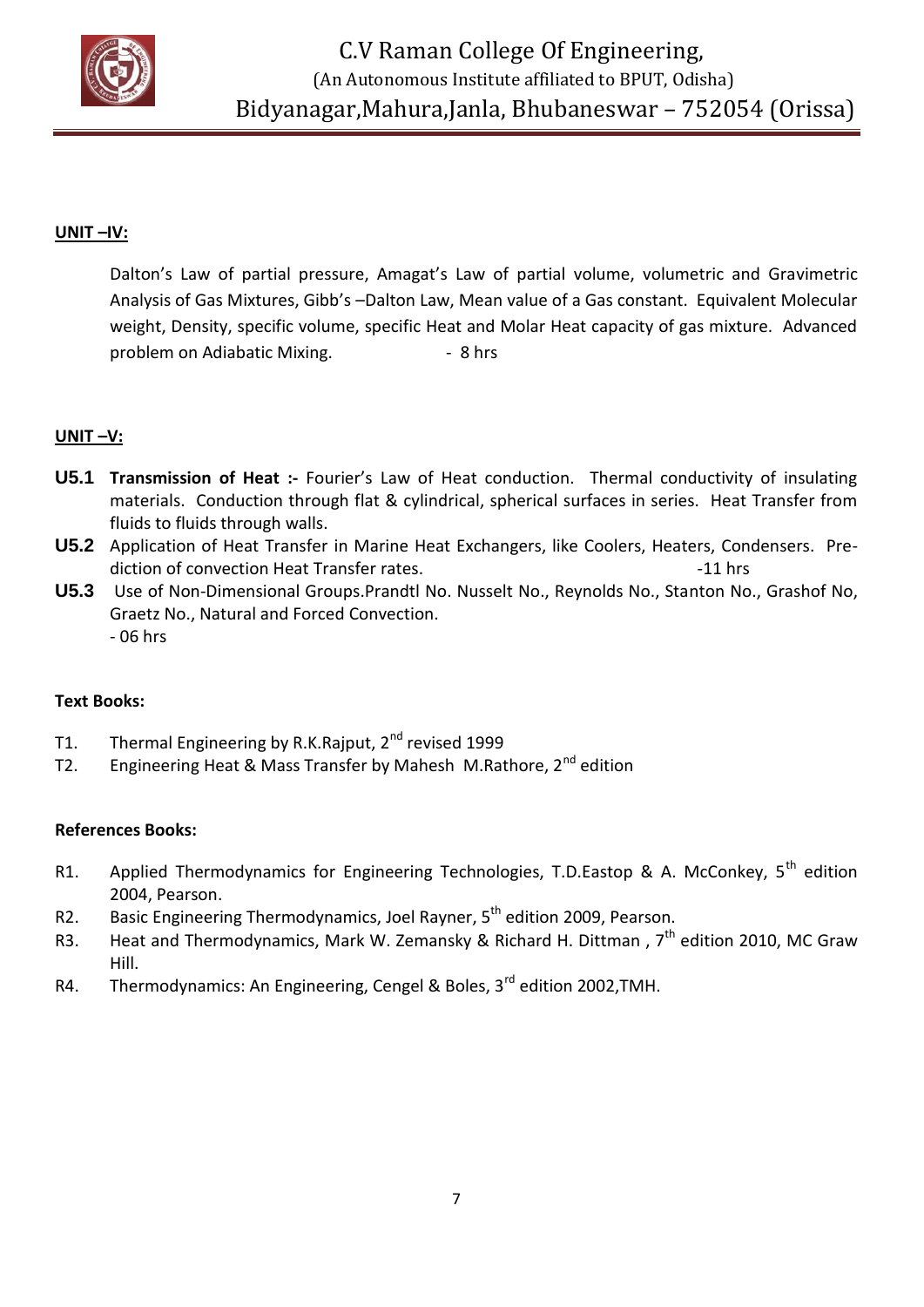**UNIT –IV:**

Dalton's Law of partial pressure, Amagat's Law of partial volume, volumetric and Gravimetric Analysis of Gas Mixtures, Gibb's –Dalton Law, Mean value of a Gas constant. Equivalent Molecular weight, Density, specific volume, specific Heat and Molar Heat capacity of gas mixture. Advanced problem on Adiabatic Mixing. - 8 hrs

**UNIT –V:**

**U5.1** **Transmission of Heat :-** Fourier's Law of Heat conduction. Thermal conductivity of insulating materials. Conduction through flat & cylindrical, spherical surfaces in series. Heat Transfer from fluids to fluids through walls.

**U5.2** Application of Heat Transfer in Marine Heat Exchangers, like Coolers, Heaters, Condensers. Prediction of convection Heat Transfer rates. -11 hrs

**U5.3** Use of Non-Dimensional Groups.Prandtl No. Nusselt No., Reynolds No., Stanton No., Grashof No, Graetz No., Natural and Forced Convection.
- 06 hrs

**Text Books:**

T1. Thermal Engineering by R.K.Rajput, 2nd revised 1999

T2. Engineering Heat & Mass Transfer by Mahesh M.Rathore, 2nd edition

**References Books:**

R1. Applied Thermodynamics for Engineering Technologies, T.D.Eastop & A. McConkey, 5th edition 2004, Pearson.

R2. Basic Engineering Thermodynamics, Joel Rayner, 5th edition 2009, Pearson.

R3. Heat and Thermodynamics, Mark W. Zemansky & Richard H. Dittman , 7th edition 2010, MC Graw Hill.

R4. Thermodynamics: An Engineering, Cengel & Boles, 3rd edition 2002,TMH.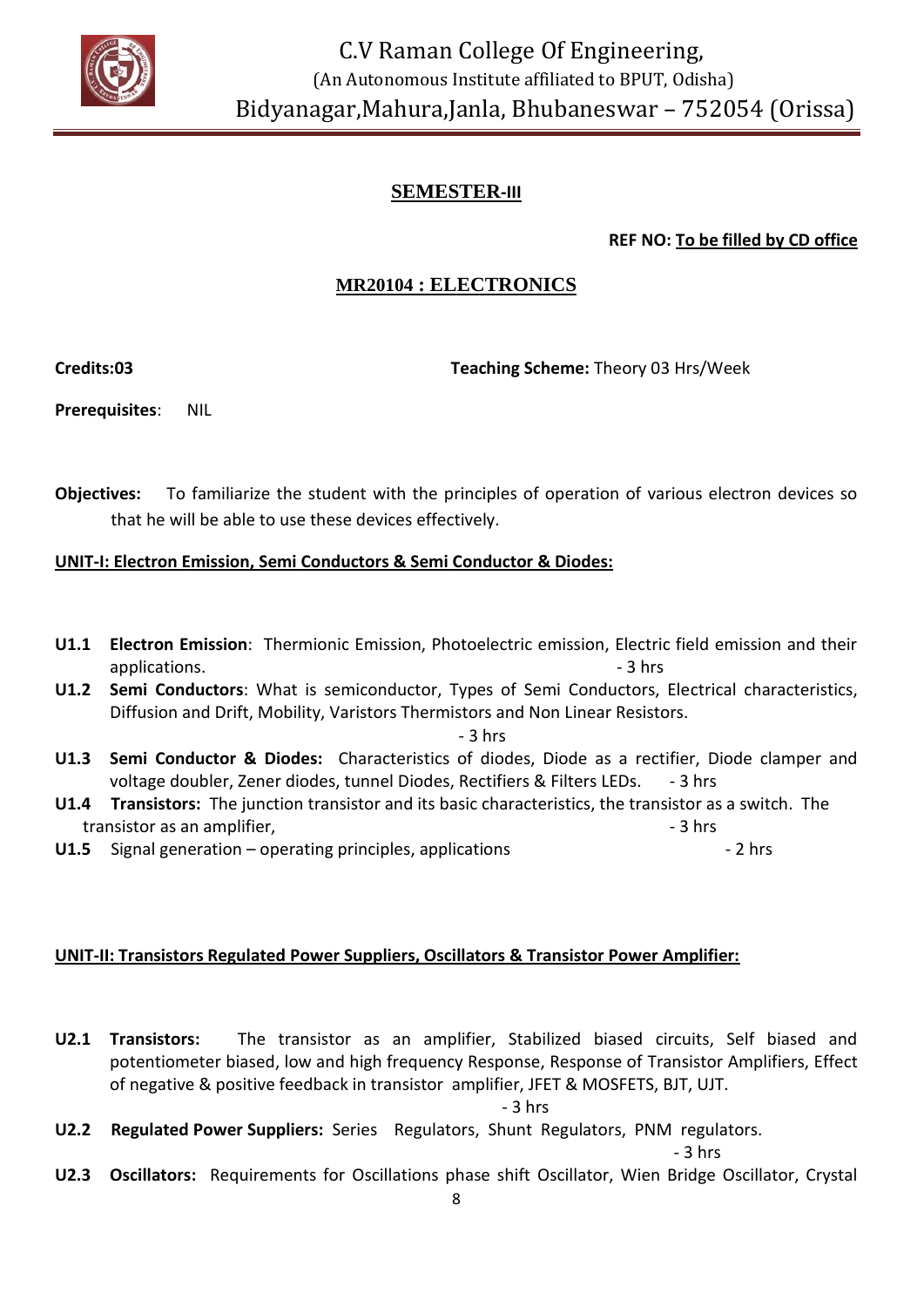# C.V Raman College Of Engineering,

(An Autonomous Institute affiliated to BPUT, Odisha)

Bidyanagar,Mahura,Janla, Bhubaneswar – 752054 (Orissa)

## SEMESTER-III

**REF NO: To be filled by CD office**

## MR20104 : ELECTRONICS

**Credits:03** **Teaching Scheme:** Theory 03 Hrs/Week

**Prerequisites**: NIL

**Objectives:** To familiarize the student with the principles of operation of various electron devices so that he will be able to use these devices effectively.

### UNIT-I: Electron Emission, Semi Conductors & Semi Conductor & Diodes:

**U1.1 Electron Emission**: Thermionic Emission, Photoelectric emission, Electric field emission and their applications. - 3 hrs

**U1.2 Semi Conductors**: What is semiconductor, Types of Semi Conductors, Electrical characteristics, Diffusion and Drift, Mobility, Varistors Thermistors and Non Linear Resistors. - 3 hrs

**U1.3 Semi Conductor & Diodes:** Characteristics of diodes, Diode as a rectifier, Diode clamper and voltage doubler, Zener diodes, tunnel Diodes, Rectifiers & Filters LEDs. - 3 hrs

**U1.4 Transistors:** The junction transistor and its basic characteristics, the transistor as a switch. The transistor as an amplifier, - 3 hrs

**U1.5** Signal generation – operating principles, applications - 2 hrs

### UNIT-II: Transistors Regulated Power Suppliers, Oscillators & Transistor Power Amplifier:

**U2.1 Transistors:** The transistor as an amplifier, Stabilized biased circuits, Self biased and potentiometer biased, low and high frequency Response, Response of Transistor Amplifiers, Effect of negative & positive feedback in transistor amplifier, JFET & MOSFETS, BJT, UJT. - 3 hrs

**U2.2 Regulated Power Suppliers:** Series Regulators, Shunt Regulators, PNM regulators. - 3 hrs

**U2.3 Oscillators:** Requirements for Oscillations phase shift Oscillator, Wien Bridge Oscillator, Crystal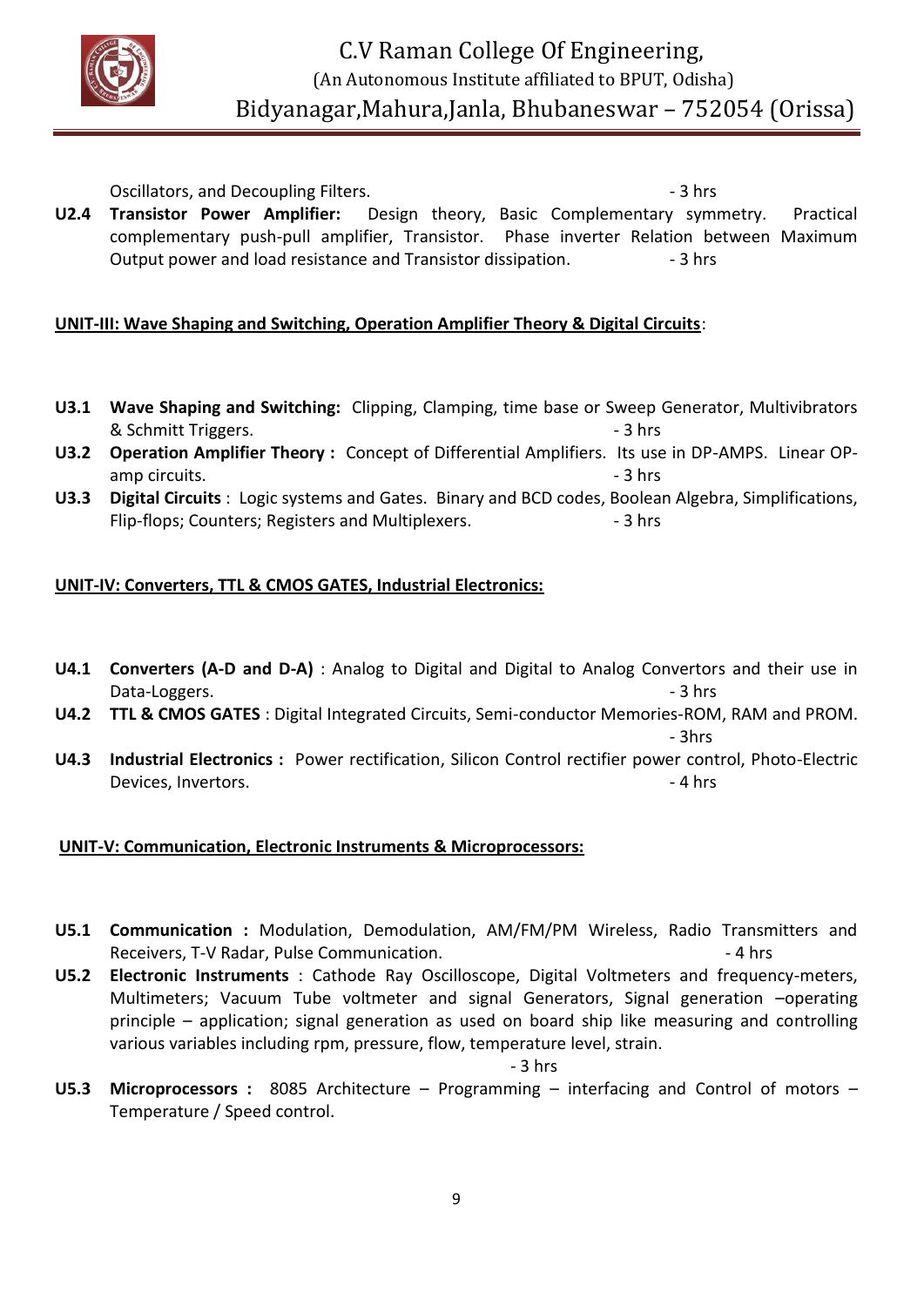Oscillators, and Decoupling Filters. - 3 hrs

**U2.4** **Transistor Power Amplifier:** Design theory, Basic Complementary symmetry. Practical complementary push-pull amplifier, Transistor. Phase inverter Relation between Maximum Output power and load resistance and Transistor dissipation. - 3 hrs

**UNIT-III: Wave Shaping and Switching, Operation Amplifier Theory & Digital Circuits**:

**U3.1** **Wave Shaping and Switching:** Clipping, Clamping, time base or Sweep Generator, Multivibrators & Schmitt Triggers. - 3 hrs

**U3.2** **Operation Amplifier Theory :** Concept of Differential Amplifiers. Its use in DP-AMPS. Linear OP-amp circuits. - 3 hrs

**U3.3** **Digital Circuits** : Logic systems and Gates. Binary and BCD codes, Boolean Algebra, Simplifications, Flip-flops; Counters; Registers and Multiplexers. - 3 hrs

**UNIT-IV: Converters, TTL & CMOS GATES, Industrial Electronics:**

**U4.1** **Converters (A-D and D-A)** : Analog to Digital and Digital to Analog Convertors and their use in Data-Loggers. - 3 hrs

**U4.2** **TTL & CMOS GATES** : Digital Integrated Circuits, Semi-conductor Memories-ROM, RAM and PROM. - 3hrs

**U4.3** **Industrial Electronics :** Power rectification, Silicon Control rectifier power control, Photo-Electric Devices, Invertors. - 4 hrs

**UNIT-V: Communication, Electronic Instruments & Microprocessors:**

**U5.1** **Communication :** Modulation, Demodulation, AM/FM/PM Wireless, Radio Transmitters and Receivers, T-V Radar, Pulse Communication. - 4 hrs

**U5.2** **Electronic Instruments** : Cathode Ray Oscilloscope, Digital Voltmeters and frequency-meters, Multimeters; Vacuum Tube voltmeter and signal Generators, Signal generation –operating principle – application; signal generation as used on board ship like measuring and controlling various variables including rpm, pressure, flow, temperature level, strain. - 3 hrs

**U5.3** **Microprocessors :** 8085 Architecture – Programming – interfacing and Control of motors – Temperature / Speed control.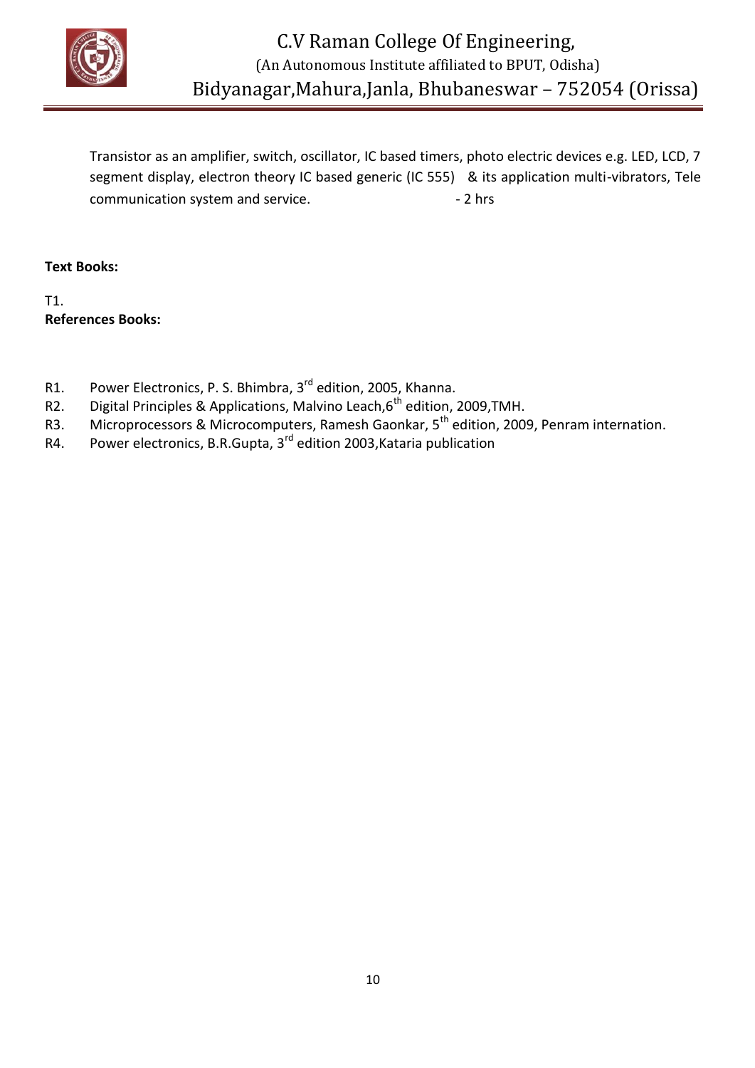Transistor as an amplifier, switch, oscillator, IC based timers, photo electric devices e.g. LED, LCD, 7 segment display, electron theory IC based generic (IC 555) & its application multi-vibrators, Tele communication system and service. - 2 hrs

**Text Books:**

T1.

**References Books:**

R1. Power Electronics, P. S. Bhimbra, 3rd edition, 2005, Khanna.

R2. Digital Principles & Applications, Malvino Leach, 6th edition, 2009, TMH.

R3. Microprocessors & Microcomputers, Ramesh Gaonkar, 5th edition, 2009, Penram internation.

R4. Power electronics, B.R.Gupta, 3rd edition 2003, Kataria publication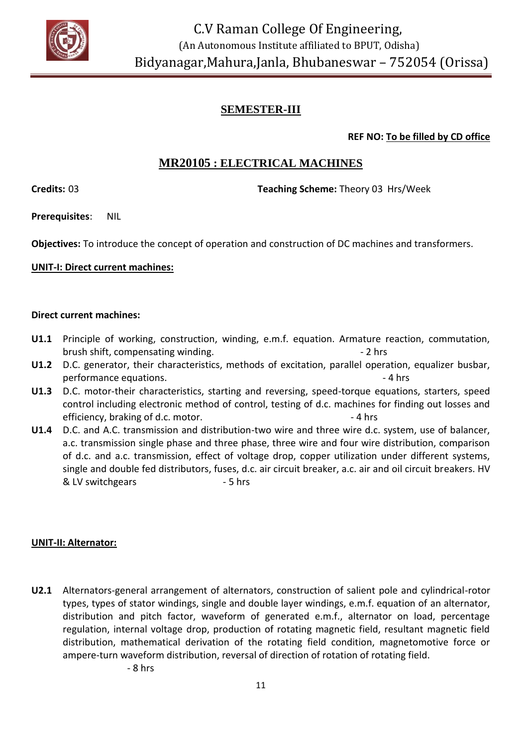## SEMESTER-III

**REF NO: To be filled by CD office**

## MR20105 : ELECTRICAL MACHINES

**Credits:** 03 **Teaching Scheme:** Theory 03 Hrs/Week

**Prerequisites**: NIL

**Objectives:** To introduce the concept of operation and construction of DC machines and transformers.

**UNIT-I: Direct current machines:**

**Direct current machines:**

- **U1.1** Principle of working, construction, winding, e.m.f. equation. Armature reaction, commutation, brush shift, compensating winding. - 2 hrs
- **U1.2** D.C. generator, their characteristics, methods of excitation, parallel operation, equalizer busbar, performance equations. - 4 hrs
- **U1.3** D.C. motor-their characteristics, starting and reversing, speed-torque equations, starters, speed control including electronic method of control, testing of d.c. machines for finding out losses and efficiency, braking of d.c. motor. - 4 hrs
- **U1.4** D.C. and A.C. transmission and distribution-two wire and three wire d.c. system, use of balancer, a.c. transmission single phase and three phase, three wire and four wire distribution, comparison of d.c. and a.c. transmission, effect of voltage drop, copper utilization under different systems, single and double fed distributors, fuses, d.c. air circuit breaker, a.c. air and oil circuit breakers. HV & LV switchgears - 5 hrs

**UNIT-II: Alternator:**

- **U2.1** Alternators-general arrangement of alternators, construction of salient pole and cylindrical-rotor types, types of stator windings, single and double layer windings, e.m.f. equation of an alternator, distribution and pitch factor, waveform of generated e.m.f., alternator on load, percentage regulation, internal voltage drop, production of rotating magnetic field, resultant magnetic field distribution, mathematical derivation of the rotating field condition, magnetomotive force or ampere-turn waveform distribution, reversal of direction of rotation of rotating field. - 8 hrs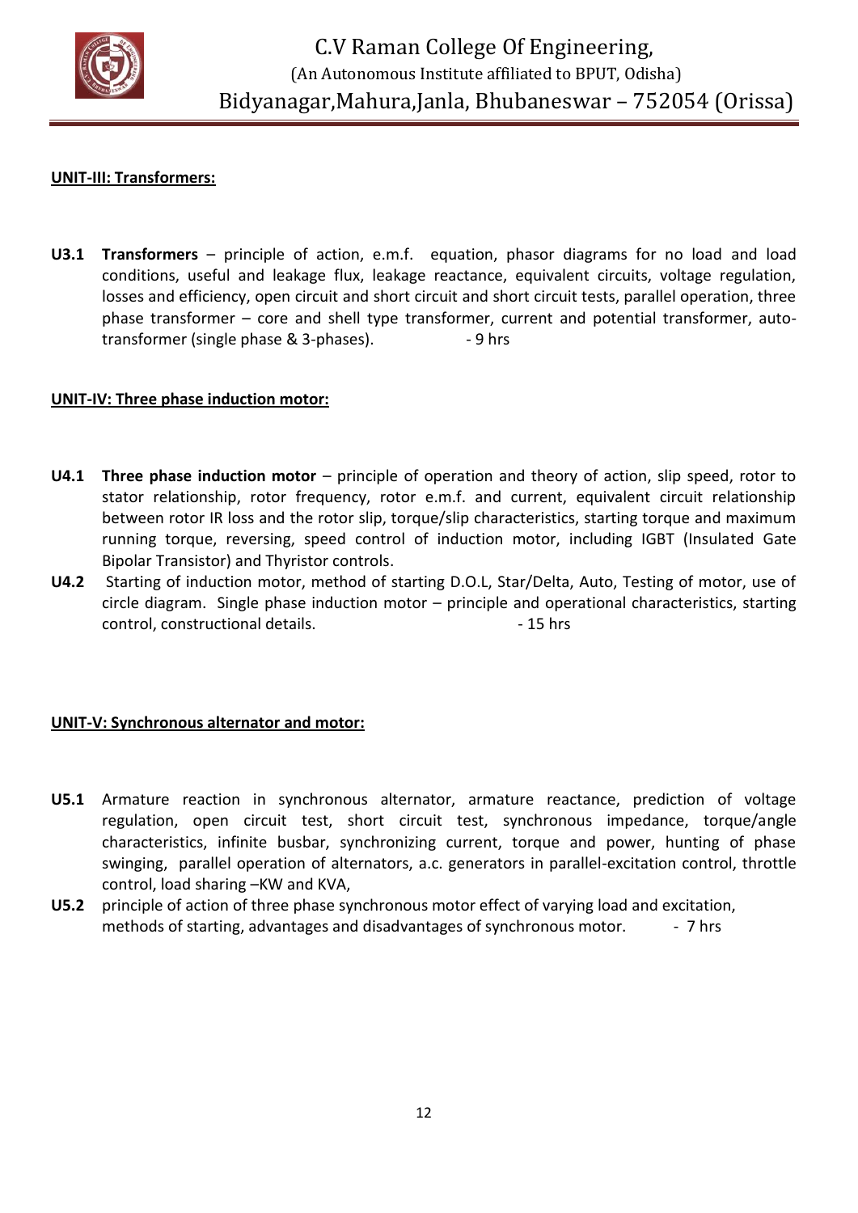**UNIT-III: Transformers:**

**U3.1** **Transformers** – principle of action, e.m.f. equation, phasor diagrams for no load and load conditions, useful and leakage flux, leakage reactance, equivalent circuits, voltage regulation, losses and efficiency, open circuit and short circuit and short circuit tests, parallel operation, three phase transformer – core and shell type transformer, current and potential transformer, auto-transformer (single phase & 3-phases). - 9 hrs

**UNIT-IV: Three phase induction motor:**

**U4.1** **Three phase induction motor** – principle of operation and theory of action, slip speed, rotor to stator relationship, rotor frequency, rotor e.m.f. and current, equivalent circuit relationship between rotor IR loss and the rotor slip, torque/slip characteristics, starting torque and maximum running torque, reversing, speed control of induction motor, including IGBT (Insulated Gate Bipolar Transistor) and Thyristor controls.

**U4.2** Starting of induction motor, method of starting D.O.L, Star/Delta, Auto, Testing of motor, use of circle diagram. Single phase induction motor – principle and operational characteristics, starting control, constructional details. - 15 hrs

**UNIT-V: Synchronous alternator and motor:**

**U5.1** Armature reaction in synchronous alternator, armature reactance, prediction of voltage regulation, open circuit test, short circuit test, synchronous impedance, torque/angle characteristics, infinite busbar, synchronizing current, torque and power, hunting of phase swinging, parallel operation of alternators, a.c. generators in parallel-excitation control, throttle control, load sharing –KW and KVA,

**U5.2** principle of action of three phase synchronous motor effect of varying load and excitation, methods of starting, advantages and disadvantages of synchronous motor. - 7 hrs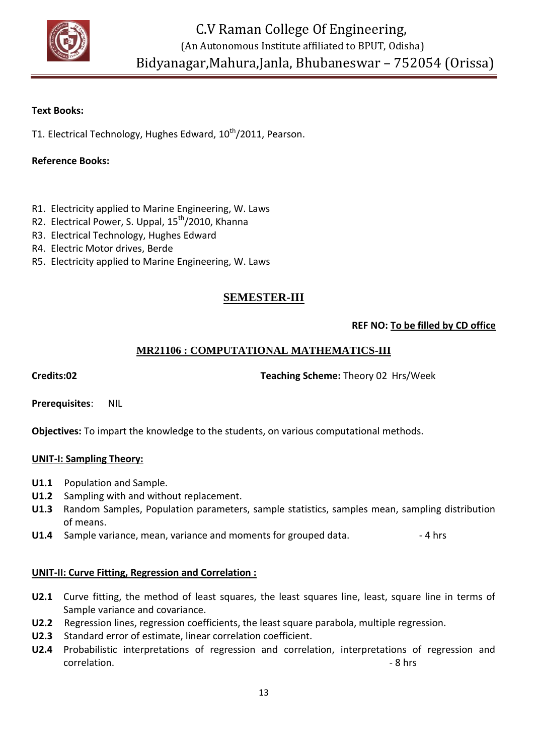**Text Books:**

T1. Electrical Technology, Hughes Edward, $10^{th}$/2011, Pearson.

**Reference Books:**

R1. Electricity applied to Marine Engineering, W. Laws
R2. Electrical Power, S. Uppal, $15^{th}$/2010, Khanna
R3. Electrical Technology, Hughes Edward
R4. Electric Motor drives, Berde
R5. Electricity applied to Marine Engineering, W. Laws

## SEMESTER-III

**REF NO: To be filled by CD office**

### MR21106 : COMPUTATIONAL MATHEMATICS-III

**Credits:02** **Teaching Scheme:** Theory 02 Hrs/Week

**Prerequisites**: NIL

**Objectives:** To impart the knowledge to the students, on various computational methods.

**UNIT-I: Sampling Theory:**

- **U1.1** Population and Sample.
- **U1.2** Sampling with and without replacement.
- **U1.3** Random Samples, Population parameters, sample statistics, samples mean, sampling distribution of means.
- **U1.4** Sample variance, mean, variance and moments for grouped data. - 4 hrs

**UNIT-II: Curve Fitting, Regression and Correlation :**

- **U2.1** Curve fitting, the method of least squares, the least squares line, least, square line in terms of Sample variance and covariance.
- **U2.2** Regression lines, regression coefficients, the least square parabola, multiple regression.
- **U2.3** Standard error of estimate, linear correlation coefficient.
- **U2.4** Probabilistic interpretations of regression and correlation, interpretations of regression and correlation. - 8 hrs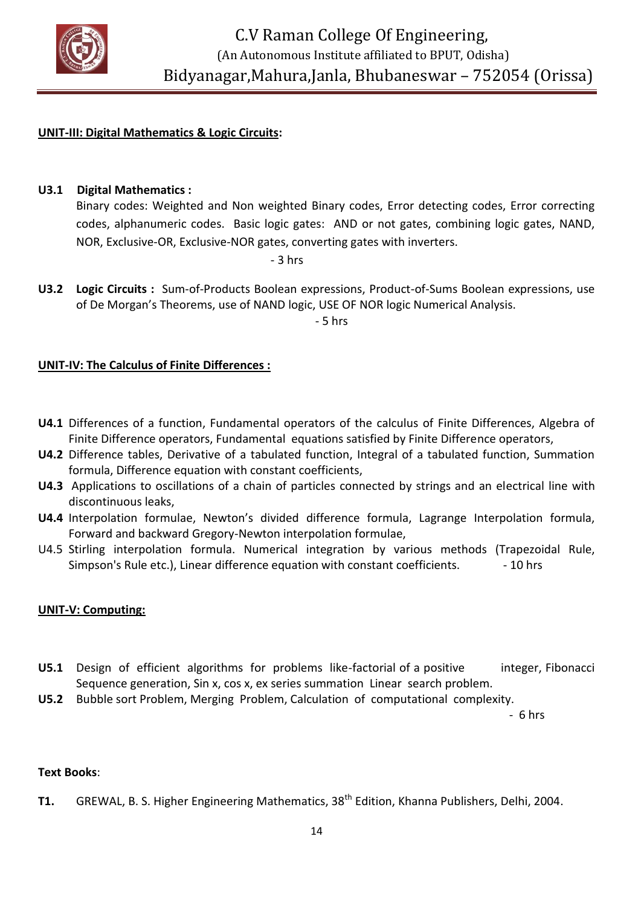**UNIT-III: Digital Mathematics & Logic Circuits:**

**U3.1 Digital Mathematics :**

Binary codes: Weighted and Non weighted Binary codes, Error detecting codes, Error correcting codes, alphanumeric codes. Basic logic gates: AND or not gates, combining logic gates, NAND, NOR, Exclusive-OR, Exclusive-NOR gates, converting gates with inverters.

- 3 hrs

**U3.2 Logic Circuits :** Sum-of-Products Boolean expressions, Product-of-Sums Boolean expressions, use of De Morgan's Theorems, use of NAND logic, USE OF NOR logic Numerical Analysis.

- 5 hrs

**UNIT-IV: The Calculus of Finite Differences :**

**U4.1** Differences of a function, Fundamental operators of the calculus of Finite Differences, Algebra of Finite Difference operators, Fundamental equations satisfied by Finite Difference operators,

**U4.2** Difference tables, Derivative of a tabulated function, Integral of a tabulated function, Summation formula, Difference equation with constant coefficients,

**U4.3** Applications to oscillations of a chain of particles connected by strings and an electrical line with discontinuous leaks,

**U4.4** Interpolation formulae, Newton's divided difference formula, Lagrange Interpolation formula, Forward and backward Gregory-Newton interpolation formulae,

U4.5 Stirling interpolation formula. Numerical integration by various methods (Trapezoidal Rule, Simpson's Rule etc.), Linear difference equation with constant coefficients. - 10 hrs

**UNIT-V: Computing:**

**U5.1** Design of efficient algorithms for problems like-factorial of a positive integer, Fibonacci Sequence generation, Sin x, cos x, ex series summation Linear search problem.

**U5.2** Bubble sort Problem, Merging Problem, Calculation of computational complexity.

- 6 hrs

**Text Books**:

**T1.** GREWAL, B. S. Higher Engineering Mathematics, 38th Edition, Khanna Publishers, Delhi, 2004.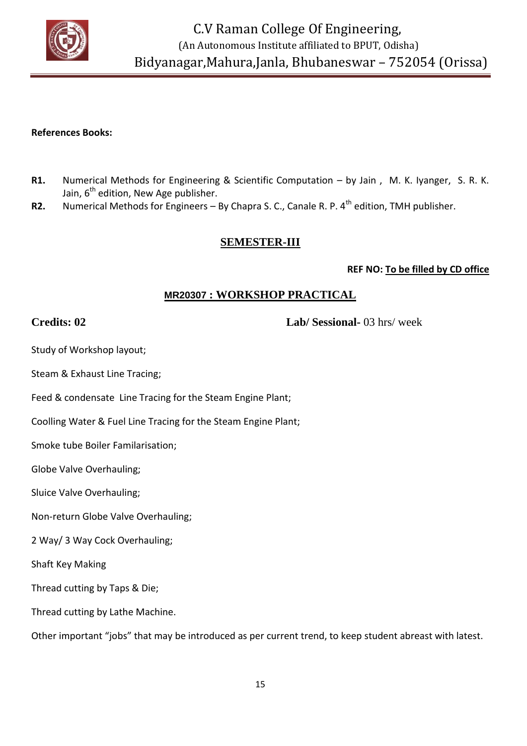**References Books:**

**R1.** Numerical Methods for Engineering & Scientific Computation – by Jain , M. K. Iyanger, S. R. K. Jain, 6th edition, New Age publisher.

**R2.** Numerical Methods for Engineers – By Chapra S. C., Canale R. P. 4th edition, TMH publisher.

## SEMESTER-III

**REF NO: To be filled by CD office**

### MR20307 : WORKSHOP PRACTICAL

**Credits: 02** **Lab/ Sessional-** 03 hrs/ week

Study of Workshop layout;

Steam & Exhaust Line Tracing;

Feed & condensate Line Tracing for the Steam Engine Plant;

Coolling Water & Fuel Line Tracing for the Steam Engine Plant;

Smoke tube Boiler Familarisation;

Globe Valve Overhauling;

Sluice Valve Overhauling;

Non-return Globe Valve Overhauling;

2 Way/ 3 Way Cock Overhauling;

Shaft Key Making

Thread cutting by Taps & Die;

Thread cutting by Lathe Machine.

Other important "jobs" that may be introduced as per current trend, to keep student abreast with latest.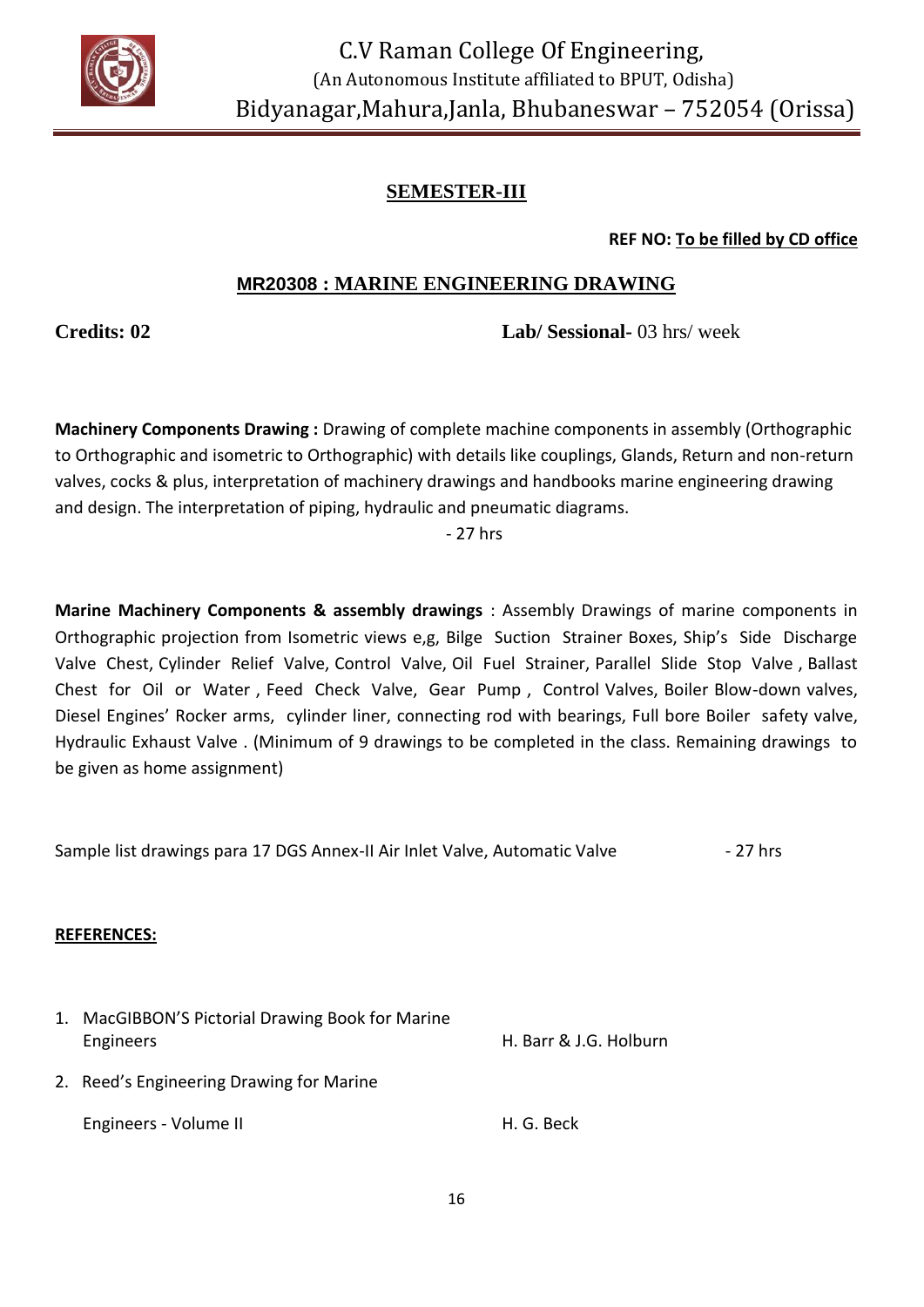C.V Raman College Of Engineering,
(An Autonomous Institute affiliated to BPUT, Odisha)
Bidyanagar,Mahura,Janla, Bhubaneswar – 752054 (Orissa)

## SEMESTER-III

**REF NO: To be filled by CD office**

## MR20308 : MARINE ENGINEERING DRAWING

**Credits: 02** **Lab/ Sessional-** 03 hrs/ week

**Machinery Components Drawing :** Drawing of complete machine components in assembly (Orthographic to Orthographic and isometric to Orthographic) with details like couplings, Glands, Return and non-return valves, cocks & plus, interpretation of machinery drawings and handbooks marine engineering drawing and design. The interpretation of piping, hydraulic and pneumatic diagrams.

- 27 hrs

**Marine Machinery Components & assembly drawings** : Assembly Drawings of marine components in Orthographic projection from Isometric views e,g, Bilge Suction Strainer Boxes, Ship's Side Discharge Valve Chest, Cylinder Relief Valve, Control Valve, Oil Fuel Strainer, Parallel Slide Stop Valve , Ballast Chest for Oil or Water , Feed Check Valve, Gear Pump , Control Valves, Boiler Blow-down valves, Diesel Engines' Rocker arms, cylinder liner, connecting rod with bearings, Full bore Boiler safety valve, Hydraulic Exhaust Valve . (Minimum of 9 drawings to be completed in the class. Remaining drawings to be given as home assignment)

Sample list drawings para 17 DGS Annex-II Air Inlet Valve, Automatic Valve - 27 hrs

**REFERENCES:**

1. MacGIBBON'S Pictorial Drawing Book for Marine Engineers — H. Barr & J.G. Holburn
2. Reed's Engineering Drawing for Marine Engineers - Volume II — H. G. Beck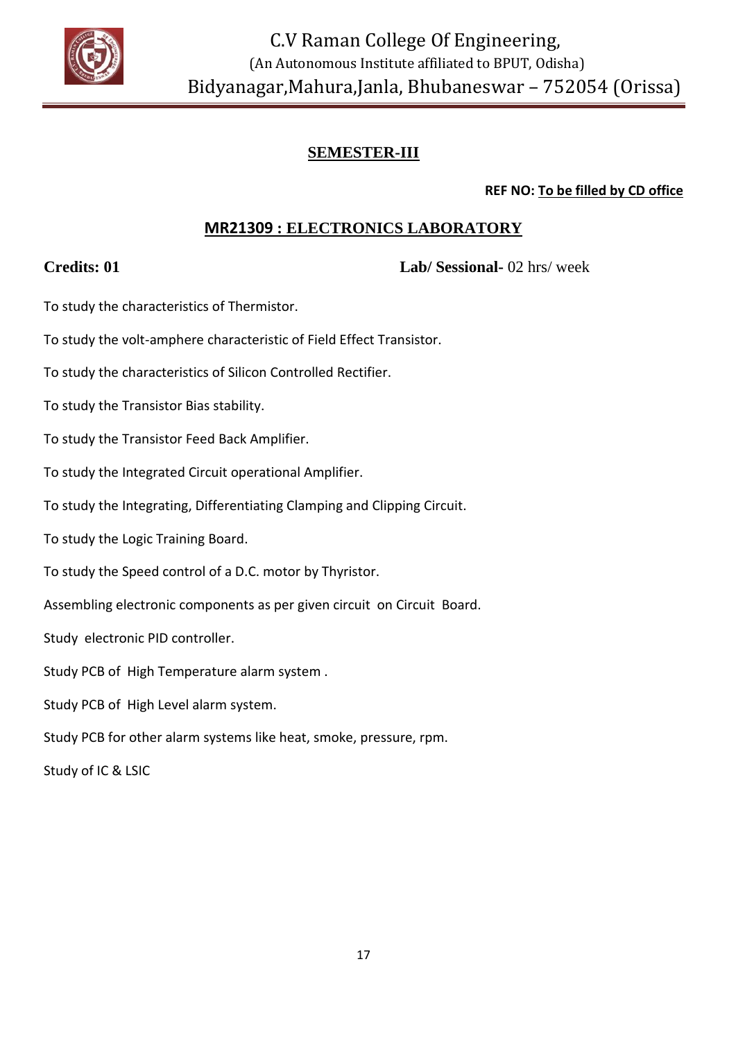## SEMESTER-III

**REF NO: To be filled by CD office**

## MR21309 : ELECTRONICS LABORATORY

**Credits: 01** **Lab/ Sessional-** 02 hrs/ week

To study the characteristics of Thermistor.

To study the volt-amphere characteristic of Field Effect Transistor.

To study the characteristics of Silicon Controlled Rectifier.

To study the Transistor Bias stability.

To study the Transistor Feed Back Amplifier.

To study the Integrated Circuit operational Amplifier.

To study the Integrating, Differentiating Clamping and Clipping Circuit.

To study the Logic Training Board.

To study the Speed control of a D.C. motor by Thyristor.

Assembling electronic components as per given circuit on Circuit Board.

Study electronic PID controller.

Study PCB of High Temperature alarm system .

Study PCB of High Level alarm system.

Study PCB for other alarm systems like heat, smoke, pressure, rpm.

Study of IC & LSIC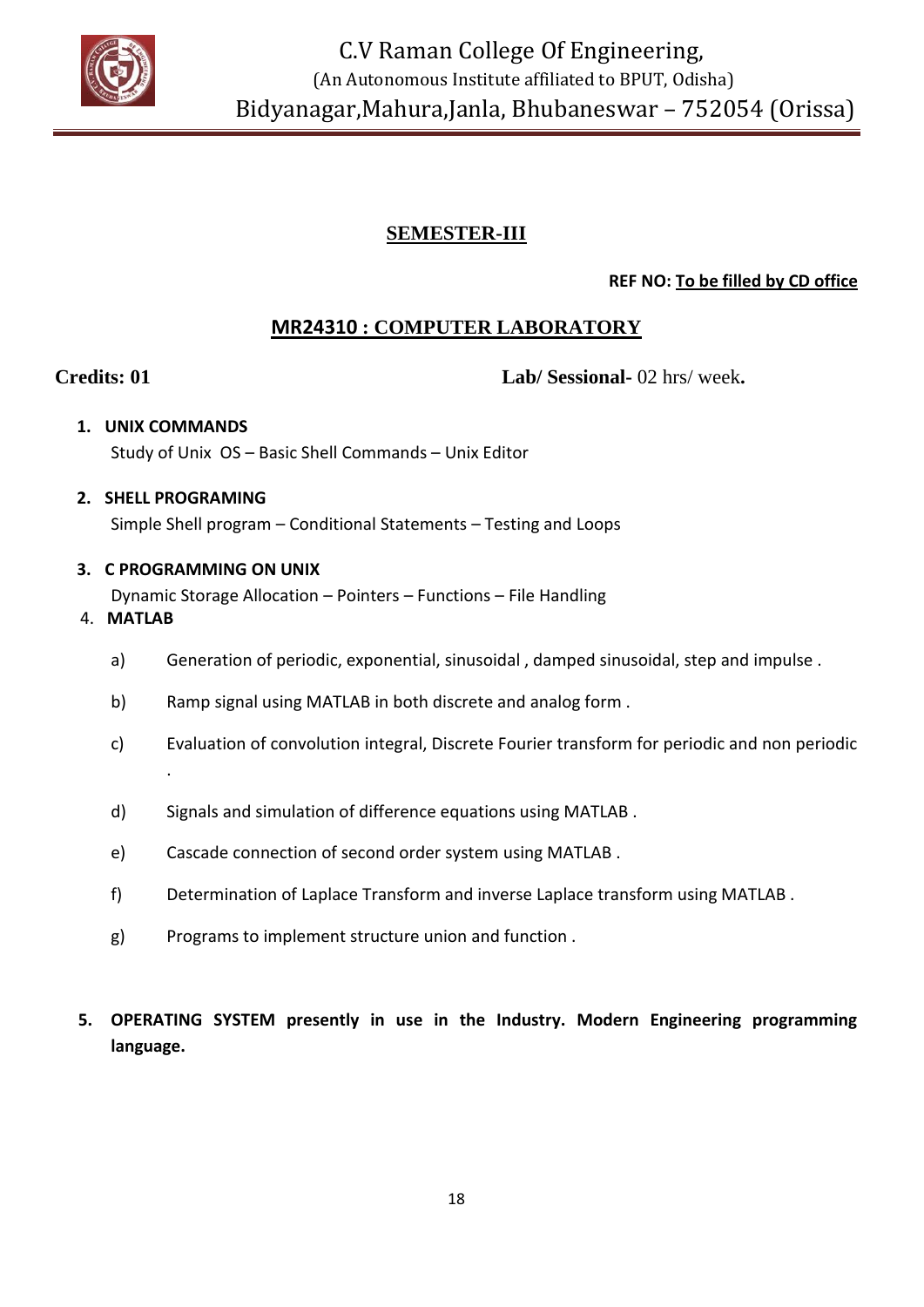C.V Raman College Of Engineering,
(An Autonomous Institute affiliated to BPUT, Odisha)
Bidyanagar,Mahura,Janla, Bhubaneswar – 752054 (Orissa)

## SEMESTER-III

**REF NO: To be filled by CD office**

## MR24310 : COMPUTER LABORATORY

**Credits: 01** **Lab/ Sessional-** 02 hrs/ week.

1. **UNIX COMMANDS**
   Study of Unix OS – Basic Shell Commands – Unix Editor

2. **SHELL PROGRAMING**
   Simple Shell program – Conditional Statements – Testing and Loops

3. **C PROGRAMMING ON UNIX**
   Dynamic Storage Allocation – Pointers – Functions – File Handling

4. **MATLAB**

   a) Generation of periodic, exponential, sinusoidal , damped sinusoidal, step and impulse .

   b) Ramp signal using MATLAB in both discrete and analog form .

   c) Evaluation of convolution integral, Discrete Fourier transform for periodic and non periodic .

   d) Signals and simulation of difference equations using MATLAB .

   e) Cascade connection of second order system using MATLAB .

   f) Determination of Laplace Transform and inverse Laplace transform using MATLAB .

   g) Programs to implement structure union and function .

5. **OPERATING SYSTEM presently in use in the Industry. Modern Engineering programming language.**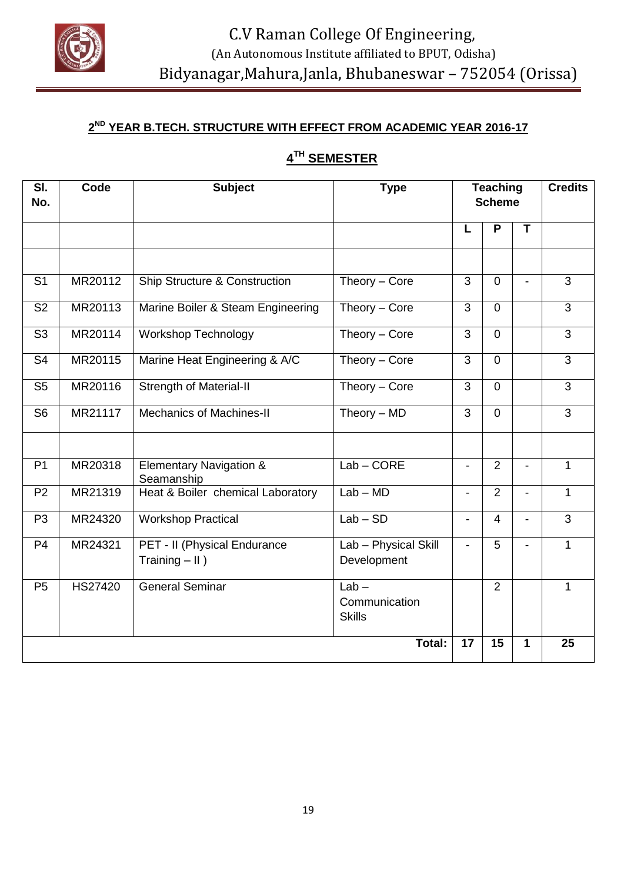C.V Raman College Of Engineering,
(An Autonomous Institute affiliated to BPUT, Odisha)
Bidyanagar,Mahura,Janla, Bhubaneswar – 752054 (Orissa)

## 2ND YEAR B.TECH. STRUCTURE WITH EFFECT FROM ACADEMIC YEAR 2016-17

## 4TH SEMESTER

| Sl. No. | Code | Subject | Type | Teaching Scheme | | | Credits |
|---|---|---|---|---|---|---|---|
| | | | | L | P | T | |
| | | | | | | | |
| S1 | MR20112 | Ship Structure & Construction | Theory – Core | 3 | 0 | - | 3 |
| S2 | MR20113 | Marine Boiler & Steam Engineering | Theory – Core | 3 | 0 | | 3 |
| S3 | MR20114 | Workshop Technology | Theory – Core | 3 | 0 | | 3 |
| S4 | MR20115 | Marine Heat Engineering & A/C | Theory – Core | 3 | 0 | | 3 |
| S5 | MR20116 | Strength of Material-II | Theory – Core | 3 | 0 | | 3 |
| S6 | MR21117 | Mechanics of Machines-II | Theory – MD | 3 | 0 | | 3 |
| | | | | | | | |
| P1 | MR20318 | Elementary Navigation & Seamanship | Lab – CORE | - | 2 | - | 1 |
| P2 | MR21319 | Heat & Boiler chemical Laboratory | Lab – MD | - | 2 | - | 1 |
| P3 | MR24320 | Workshop Practical | Lab – SD | - | 4 | - | 3 |
| P4 | MR24321 | PET - II (Physical Endurance Training – II ) | Lab – Physical Skill Development | - | 5 | - | 1 |
| P5 | HS27420 | General Seminar | Lab – Communication Skills | | 2 | | 1 |
| | | | **Total:** | **17** | **15** | **1** | **25** |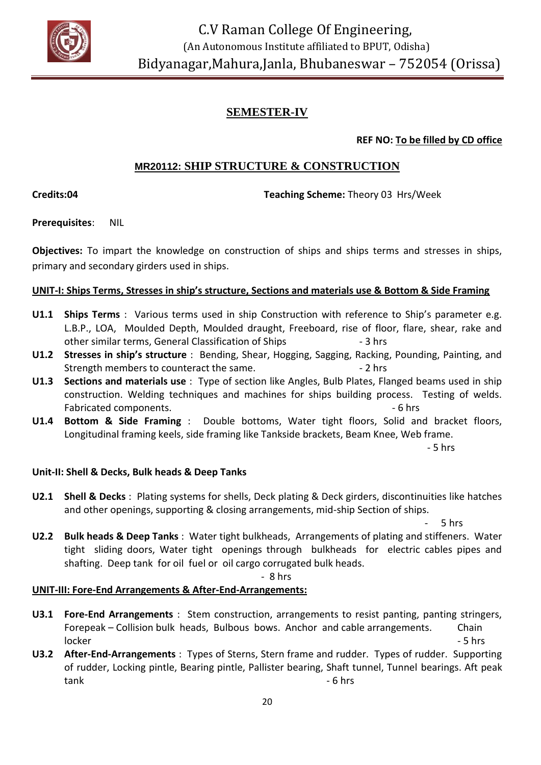# C.V Raman College Of Engineering,

(An Autonomous Institute affiliated to BPUT, Odisha)

Bidyanagar,Mahura,Janla, Bhubaneswar – 752054 (Orissa)

## SEMESTER-IV

**REF NO: To be filled by CD office**

## MR20112: SHIP STRUCTURE & CONSTRUCTION

**Credits:04** **Teaching Scheme:** Theory 03 Hrs/Week

**Prerequisites**: NIL

**Objectives:** To impart the knowledge on construction of ships and ships terms and stresses in ships, primary and secondary girders used in ships.

### UNIT-I: Ships Terms, Stresses in ship's structure, Sections and materials use & Bottom & Side Framing

- **U1.1** **Ships Terms** : Various terms used in ship Construction with reference to Ship's parameter e.g. L.B.P., LOA, Moulded Depth, Moulded draught, Freeboard, rise of floor, flare, shear, rake and other similar terms, General Classification of Ships - 3 hrs
- **U1.2** **Stresses in ship's structure** : Bending, Shear, Hogging, Sagging, Racking, Pounding, Painting, and Strength members to counteract the same. - 2 hrs
- **U1.3** **Sections and materials use** : Type of section like Angles, Bulb Plates, Flanged beams used in ship construction. Welding techniques and machines for ships building process. Testing of welds. Fabricated components. - 6 hrs
- **U1.4** **Bottom & Side Framing** : Double bottoms, Water tight floors, Solid and bracket floors, Longitudinal framing keels, side framing like Tankside brackets, Beam Knee, Web frame. - 5 hrs

### Unit-II: Shell & Decks, Bulk heads & Deep Tanks

- **U2.1** **Shell & Decks** : Plating systems for shells, Deck plating & Deck girders, discontinuities like hatches and other openings, supporting & closing arrangements, mid-ship Section of ships. - 5 hrs
- **U2.2** **Bulk heads & Deep Tanks** : Water tight bulkheads, Arrangements of plating and stiffeners. Water tight sliding doors, Water tight openings through bulkheads for electric cables pipes and shafting. Deep tank for oil fuel or oil cargo corrugated bulk heads. - 8 hrs

### UNIT-III: Fore-End Arrangements & After-End-Arrangements:

- **U3.1** **Fore-End Arrangements** : Stem construction, arrangements to resist panting, panting stringers, Forepeak – Collision bulk heads, Bulbous bows. Anchor and cable arrangements. Chain locker - 5 hrs
- **U3.2** **After-End-Arrangements** : Types of Sterns, Stern frame and rudder. Types of rudder. Supporting of rudder, Locking pintle, Bearing pintle, Pallister bearing, Shaft tunnel, Tunnel bearings. Aft peak tank - 6 hrs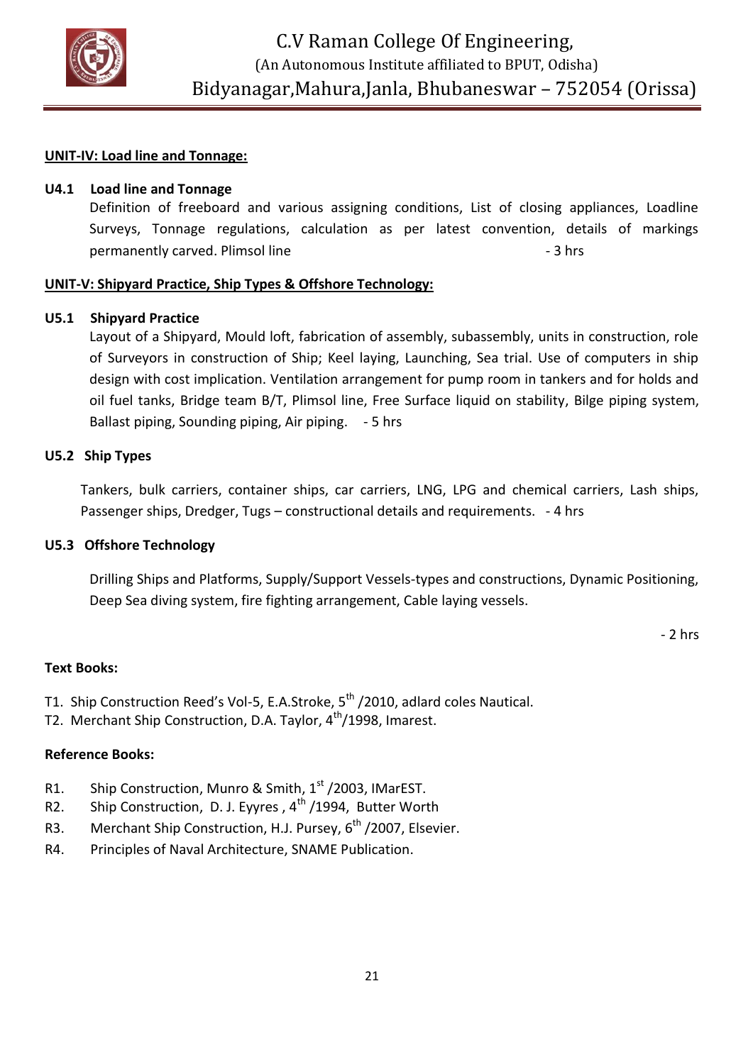**UNIT-IV: Load line and Tonnage:**

**U4.1 Load line and Tonnage**

Definition of freeboard and various assigning conditions, List of closing appliances, Loadline Surveys, Tonnage regulations, calculation as per latest convention, details of markings permanently carved. Plimsol line - 3 hrs

**UNIT-V: Shipyard Practice, Ship Types & Offshore Technology:**

**U5.1 Shipyard Practice**

Layout of a Shipyard, Mould loft, fabrication of assembly, subassembly, units in construction, role of Surveyors in construction of Ship; Keel laying, Launching, Sea trial. Use of computers in ship design with cost implication. Ventilation arrangement for pump room in tankers and for holds and oil fuel tanks, Bridge team B/T, Plimsol line, Free Surface liquid on stability, Bilge piping system, Ballast piping, Sounding piping, Air piping. - 5 hrs

**U5.2 Ship Types**

Tankers, bulk carriers, container ships, car carriers, LNG, LPG and chemical carriers, Lash ships, Passenger ships, Dredger, Tugs – constructional details and requirements. - 4 hrs

**U5.3 Offshore Technology**

Drilling Ships and Platforms, Supply/Support Vessels-types and constructions, Dynamic Positioning, Deep Sea diving system, fire fighting arrangement, Cable laying vessels.

- 2 hrs

**Text Books:**

T1. Ship Construction Reed's Vol-5, E.A.Stroke, 5th /2010, adlard coles Nautical.
T2. Merchant Ship Construction, D.A. Taylor, 4th/1998, Imarest.

**Reference Books:**

R1. Ship Construction, Munro & Smith, 1st /2003, IMarEST.
R2. Ship Construction, D. J. Eyyres , 4th /1994, Butter Worth
R3. Merchant Ship Construction, H.J. Pursey, 6th /2007, Elsevier.
R4. Principles of Naval Architecture, SNAME Publication.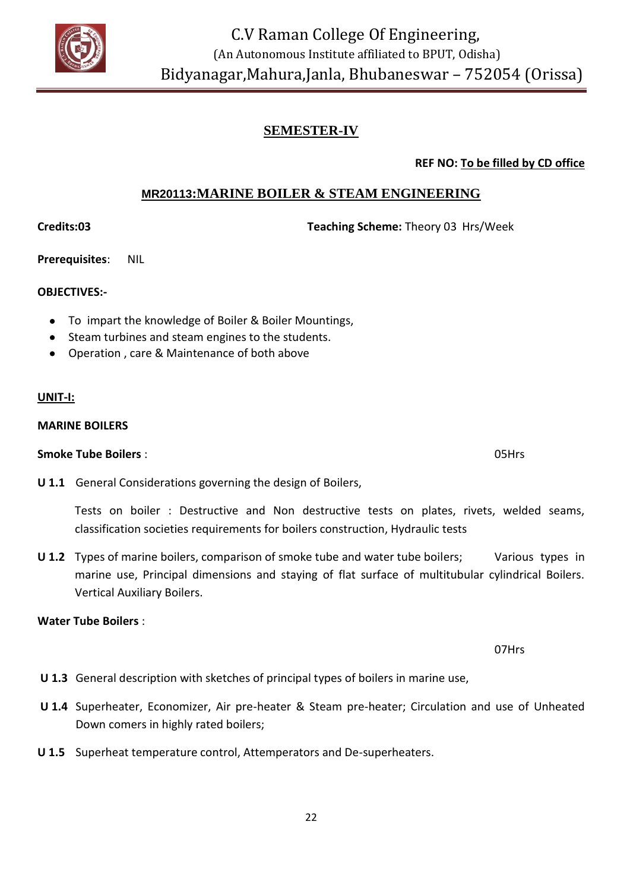# SEMESTER-IV

**REF NO: To be filled by CD office**

## MR20113:MARINE BOILER & STEAM ENGINEERING

**Credits:03** **Teaching Scheme:** Theory 03 Hrs/Week

**Prerequisites**: NIL

**OBJECTIVES:-**

- To impart the knowledge of Boiler & Boiler Mountings,
- Steam turbines and steam engines to the students.
- Operation , care & Maintenance of both above

**UNIT-I:**

**MARINE BOILERS**

**Smoke Tube Boilers** : 05Hrs

**U 1.1** General Considerations governing the design of Boilers,

Tests on boiler : Destructive and Non destructive tests on plates, rivets, welded seams, classification societies requirements for boilers construction, Hydraulic tests

**U 1.2** Types of marine boilers, comparison of smoke tube and water tube boilers; Various types in marine use, Principal dimensions and staying of flat surface of multitubular cylindrical Boilers. Vertical Auxiliary Boilers.

**Water Tube Boilers** : 07Hrs

**U 1.3** General description with sketches of principal types of boilers in marine use,

**U 1.4** Superheater, Economizer, Air pre-heater & Steam pre-heater; Circulation and use of Unheated Down comers in highly rated boilers;

**U 1.5** Superheat temperature control, Attemperators and De-superheaters.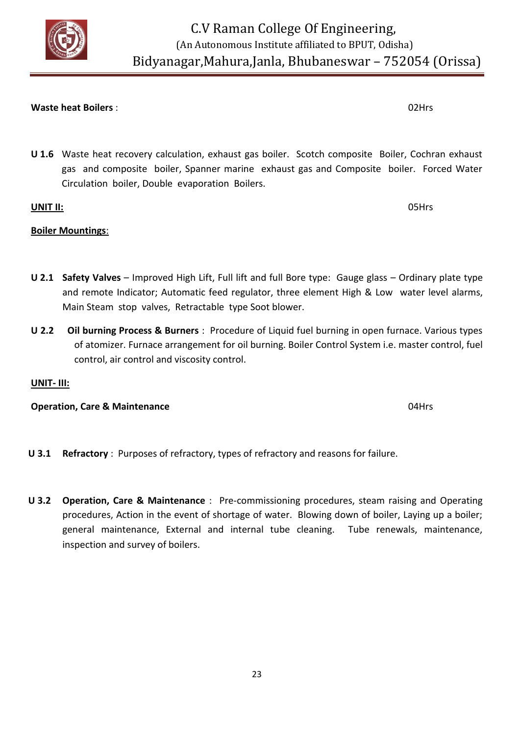**Waste heat Boilers** : 02Hrs

**U 1.6** Waste heat recovery calculation, exhaust gas boiler. Scotch composite Boiler, Cochran exhaust gas and composite boiler, Spanner marine exhaust gas and Composite boiler. Forced Water Circulation boiler, Double evaporation Boilers.

**UNIT II:** 05Hrs

**Boiler Mountings**:

**U 2.1** **Safety Valves** – Improved High Lift, Full lift and full Bore type: Gauge glass – Ordinary plate type and remote Indicator; Automatic feed regulator, three element High & Low water level alarms, Main Steam stop valves, Retractable type Soot blower.

**U 2.2** **Oil burning Process & Burners** : Procedure of Liquid fuel burning in open furnace. Various types of atomizer. Furnace arrangement for oil burning. Boiler Control System i.e. master control, fuel control, air control and viscosity control.

**UNIT- III:**

**Operation, Care & Maintenance** 04Hrs

**U 3.1** **Refractory** : Purposes of refractory, types of refractory and reasons for failure.

**U 3.2** **Operation, Care & Maintenance** : Pre-commissioning procedures, steam raising and Operating procedures, Action in the event of shortage of water. Blowing down of boiler, Laying up a boiler; general maintenance, External and internal tube cleaning. Tube renewals, maintenance, inspection and survey of boilers.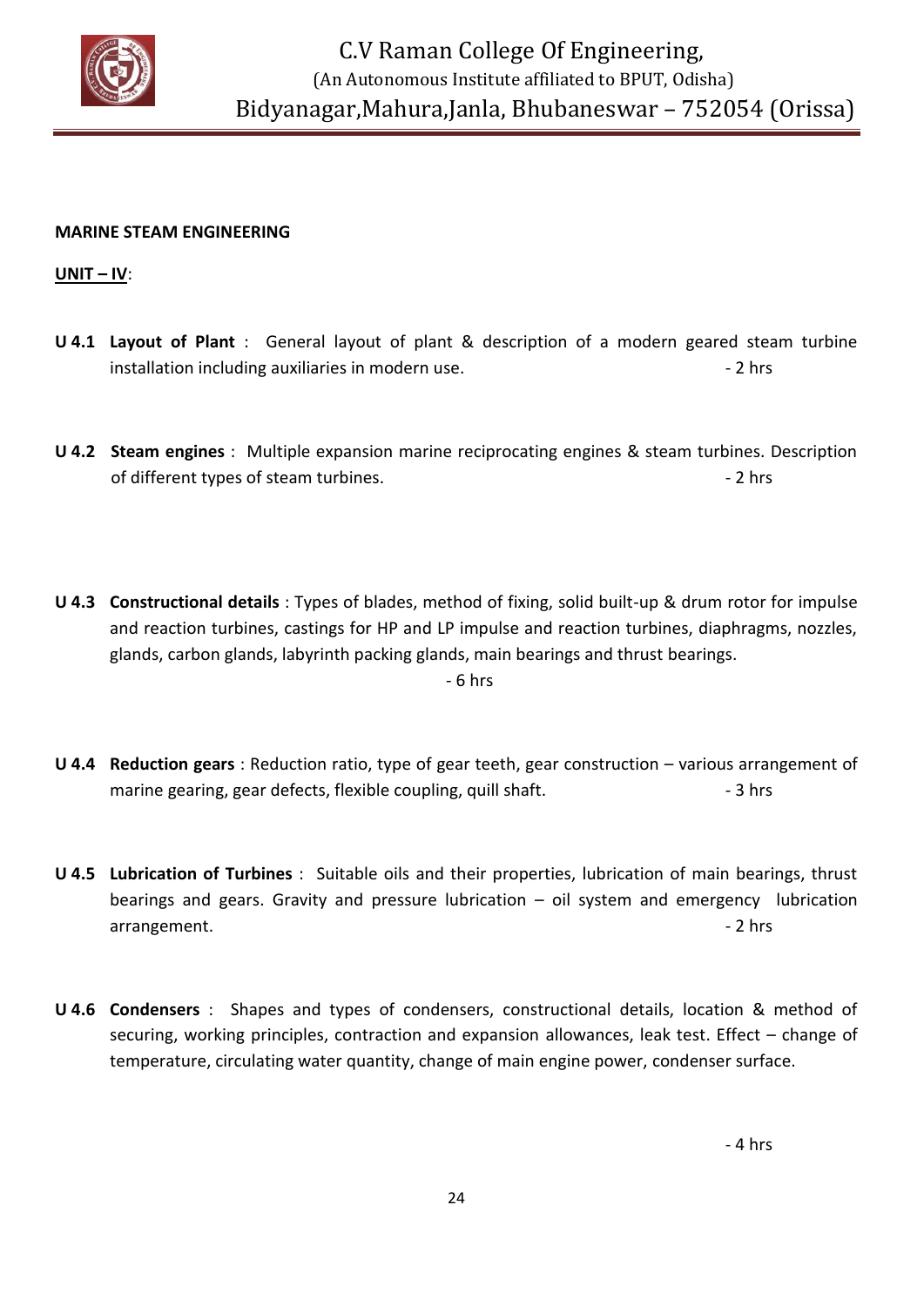**MARINE STEAM ENGINEERING**

**UNIT – IV**:

**U 4.1** **Layout of Plant** : General layout of plant & description of a modern geared steam turbine installation including auxiliaries in modern use. - 2 hrs

**U 4.2** **Steam engines** : Multiple expansion marine reciprocating engines & steam turbines. Description of different types of steam turbines. - 2 hrs

**U 4.3** **Constructional details** : Types of blades, method of fixing, solid built-up & drum rotor for impulse and reaction turbines, castings for HP and LP impulse and reaction turbines, diaphragms, nozzles, glands, carbon glands, labyrinth packing glands, main bearings and thrust bearings. - 6 hrs

**U 4.4** **Reduction gears** : Reduction ratio, type of gear teeth, gear construction – various arrangement of marine gearing, gear defects, flexible coupling, quill shaft. - 3 hrs

**U 4.5** **Lubrication of Turbines** : Suitable oils and their properties, lubrication of main bearings, thrust bearings and gears. Gravity and pressure lubrication – oil system and emergency lubrication arrangement. - 2 hrs

**U 4.6** **Condensers** : Shapes and types of condensers, constructional details, location & method of securing, working principles, contraction and expansion allowances, leak test. Effect – change of temperature, circulating water quantity, change of main engine power, condenser surface.

- 4 hrs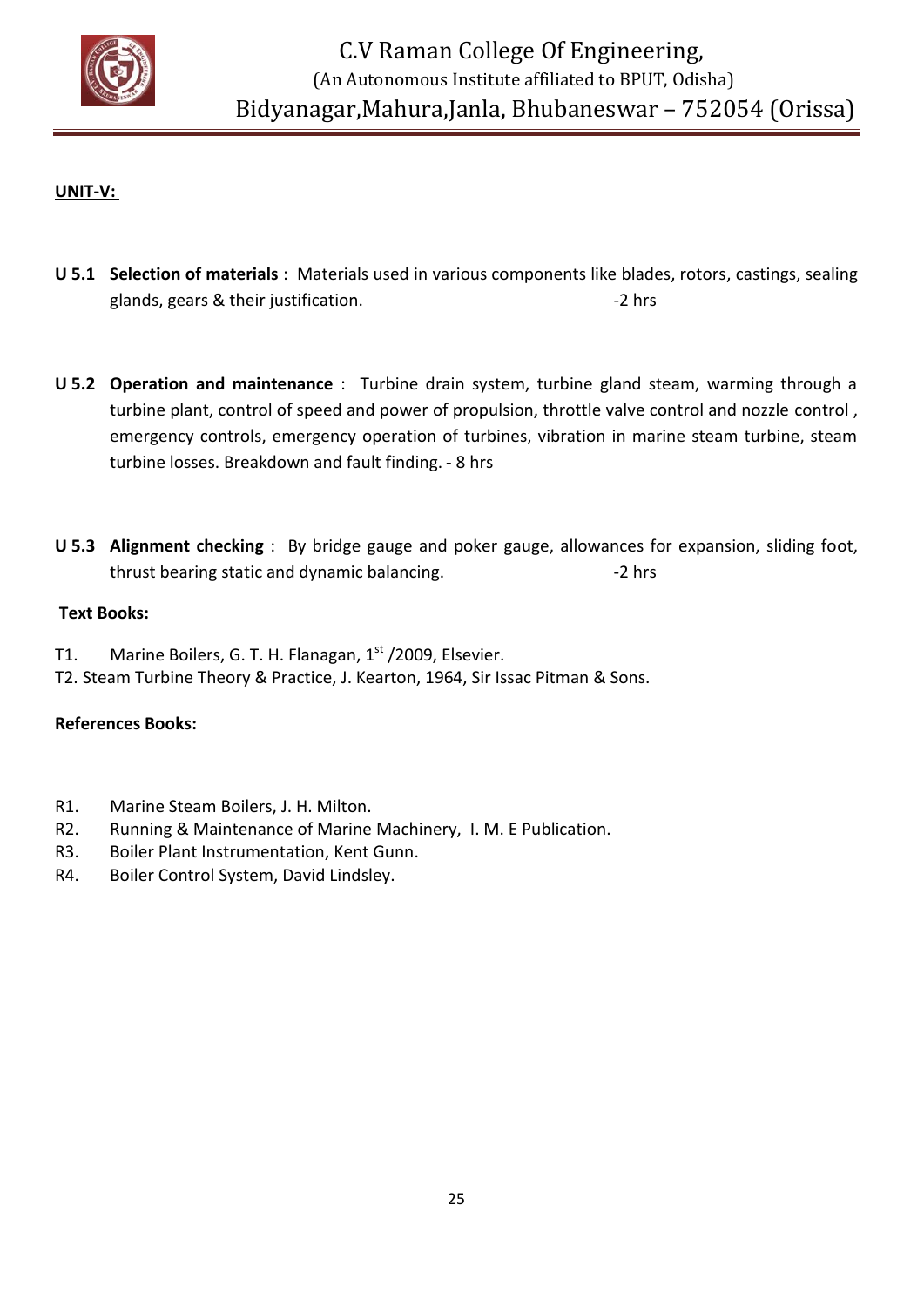**UNIT-V:**

**U 5.1 Selection of materials** : Materials used in various components like blades, rotors, castings, sealing glands, gears & their justification. -2 hrs

**U 5.2 Operation and maintenance** : Turbine drain system, turbine gland steam, warming through a turbine plant, control of speed and power of propulsion, throttle valve control and nozzle control , emergency controls, emergency operation of turbines, vibration in marine steam turbine, steam turbine losses. Breakdown and fault finding. - 8 hrs

**U 5.3 Alignment checking** : By bridge gauge and poker gauge, allowances for expansion, sliding foot, thrust bearing static and dynamic balancing. -2 hrs

**Text Books:**

T1. Marine Boilers, G. T. H. Flanagan, 1st /2009, Elsevier.
T2. Steam Turbine Theory & Practice, J. Kearton, 1964, Sir Issac Pitman & Sons.

**References Books:**

R1. Marine Steam Boilers, J. H. Milton.
R2. Running & Maintenance of Marine Machinery, I. M. E Publication.
R3. Boiler Plant Instrumentation, Kent Gunn.
R4. Boiler Control System, David Lindsley.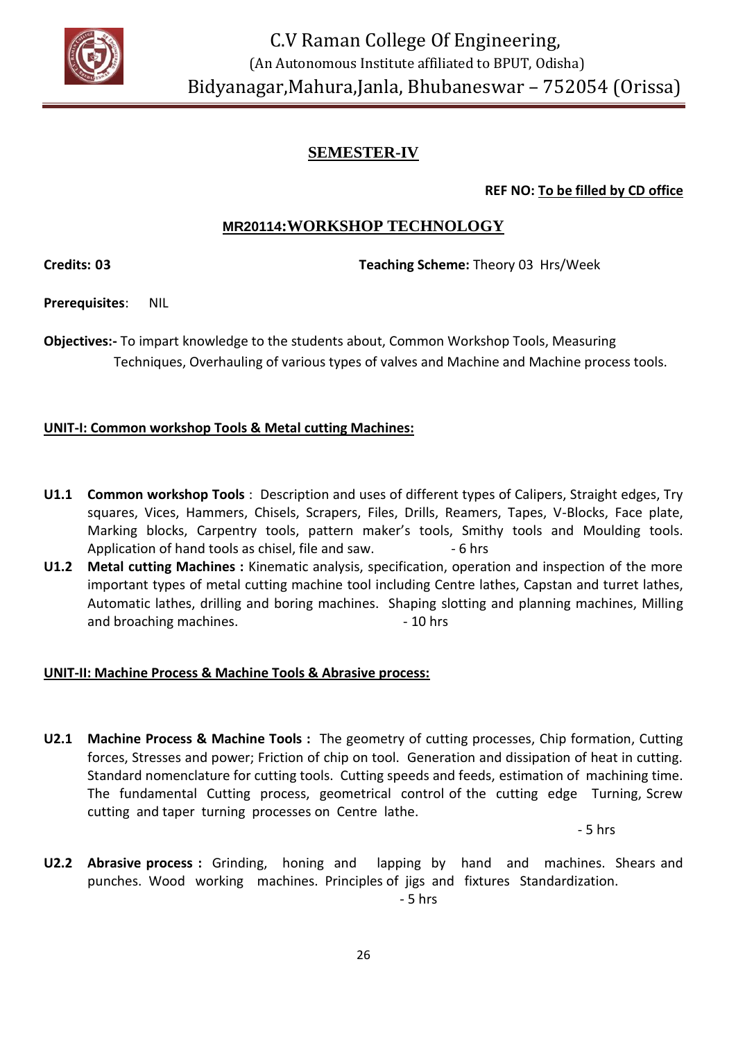C.V Raman College Of Engineering,
(An Autonomous Institute affiliated to BPUT, Odisha)
Bidyanagar,Mahura,Janla, Bhubaneswar – 752054 (Orissa)

## SEMESTER-IV

**REF NO: To be filled by CD office**

## MR20114:WORKSHOP TECHNOLOGY

**Credits: 03** **Teaching Scheme:** Theory 03 Hrs/Week

**Prerequisites**: NIL

**Objectives:-** To impart knowledge to the students about, Common Workshop Tools, Measuring Techniques, Overhauling of various types of valves and Machine and Machine process tools.

### UNIT-I: Common workshop Tools & Metal cutting Machines:

**U1.1 Common workshop Tools** : Description and uses of different types of Calipers, Straight edges, Try squares, Vices, Hammers, Chisels, Scrapers, Files, Drills, Reamers, Tapes, V-Blocks, Face plate, Marking blocks, Carpentry tools, pattern maker's tools, Smithy tools and Moulding tools. Application of hand tools as chisel, file and saw. - 6 hrs

**U1.2 Metal cutting Machines :** Kinematic analysis, specification, operation and inspection of the more important types of metal cutting machine tool including Centre lathes, Capstan and turret lathes, Automatic lathes, drilling and boring machines. Shaping slotting and planning machines, Milling and broaching machines. - 10 hrs

### UNIT-II: Machine Process & Machine Tools & Abrasive process:

**U2.1 Machine Process & Machine Tools :** The geometry of cutting processes, Chip formation, Cutting forces, Stresses and power; Friction of chip on tool. Generation and dissipation of heat in cutting. Standard nomenclature for cutting tools. Cutting speeds and feeds, estimation of machining time. The fundamental Cutting process, geometrical control of the cutting edge Turning, Screw cutting and taper turning processes on Centre lathe. - 5 hrs

**U2.2 Abrasive process :** Grinding, honing and lapping by hand and machines. Shears and punches. Wood working machines. Principles of jigs and fixtures Standardization. - 5 hrs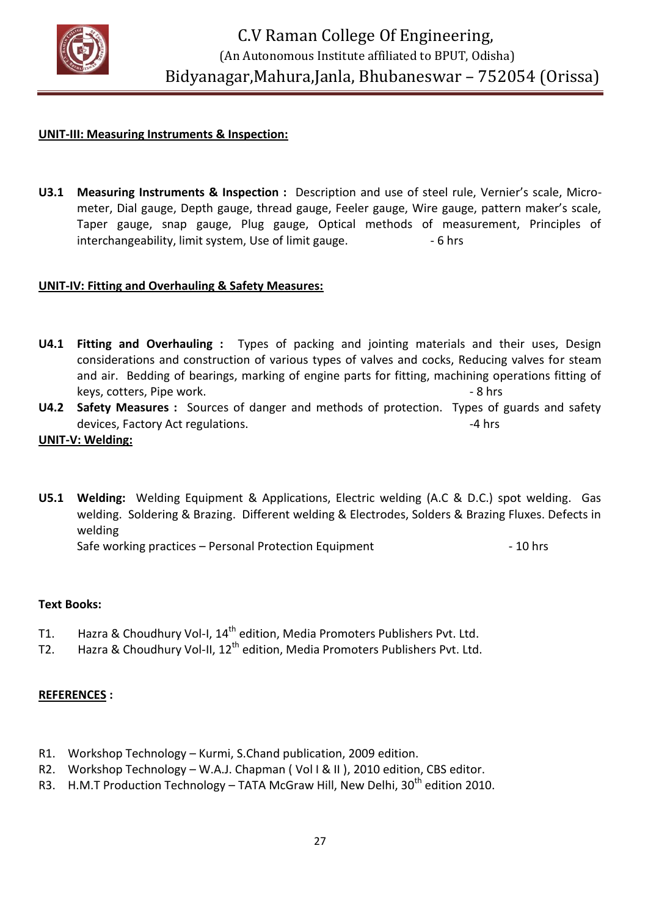**UNIT-III: Measuring Instruments & Inspection:**

**U3.1 Measuring Instruments & Inspection :** Description and use of steel rule, Vernier's scale, Micro-meter, Dial gauge, Depth gauge, thread gauge, Feeler gauge, Wire gauge, pattern maker's scale, Taper gauge, snap gauge, Plug gauge, Optical methods of measurement, Principles of interchangeability, limit system, Use of limit gauge. - 6 hrs

**UNIT-IV: Fitting and Overhauling & Safety Measures:**

**U4.1 Fitting and Overhauling :** Types of packing and jointing materials and their uses, Design considerations and construction of various types of valves and cocks, Reducing valves for steam and air. Bedding of bearings, marking of engine parts for fitting, machining operations fitting of keys, cotters, Pipe work. - 8 hrs

**U4.2 Safety Measures :** Sources of danger and methods of protection. Types of guards and safety devices, Factory Act regulations. -4 hrs

**UNIT-V: Welding:**

**U5.1 Welding:** Welding Equipment & Applications, Electric welding (A.C & D.C.) spot welding. Gas welding. Soldering & Brazing. Different welding & Electrodes, Solders & Brazing Fluxes. Defects in welding
Safe working practices – Personal Protection Equipment - 10 hrs

**Text Books:**

T1. Hazra & Choudhury Vol-I, 14th edition, Media Promoters Publishers Pvt. Ltd.
T2. Hazra & Choudhury Vol-II, 12th edition, Media Promoters Publishers Pvt. Ltd.

**REFERENCES :**

R1. Workshop Technology – Kurmi, S.Chand publication, 2009 edition.
R2. Workshop Technology – W.A.J. Chapman ( Vol I & II ), 2010 edition, CBS editor.
R3. H.M.T Production Technology – TATA McGraw Hill, New Delhi, 30th edition 2010.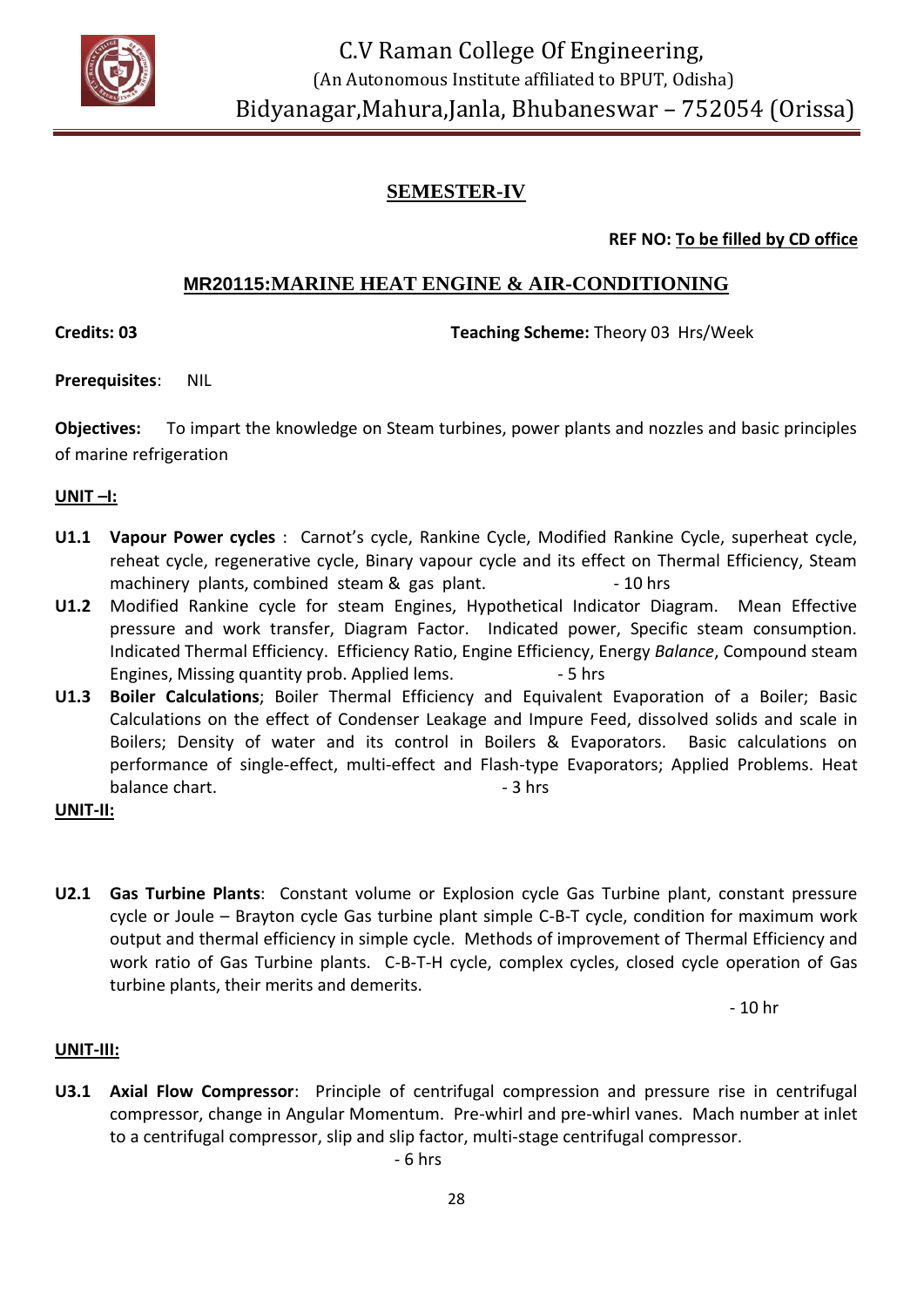# C.V Raman College Of Engineering,

(An Autonomous Institute affiliated to BPUT, Odisha)

Bidyanagar,Mahura,Janla, Bhubaneswar – 752054 (Orissa)

## SEMESTER-IV

**REF NO: To be filled by CD office**

## MR20115:MARINE HEAT ENGINE & AIR-CONDITIONING

**Credits: 03** **Teaching Scheme:** Theory 03 Hrs/Week

**Prerequisites**: NIL

**Objectives:** To impart the knowledge on Steam turbines, power plants and nozzles and basic principles of marine refrigeration

### UNIT –I:

**U1.1** **Vapour Power cycles** : Carnot's cycle, Rankine Cycle, Modified Rankine Cycle, superheat cycle, reheat cycle, regenerative cycle, Binary vapour cycle and its effect on Thermal Efficiency, Steam machinery plants, combined steam & gas plant. - 10 hrs

**U1.2** Modified Rankine cycle for steam Engines, Hypothetical Indicator Diagram. Mean Effective pressure and work transfer, Diagram Factor. Indicated power, Specific steam consumption. Indicated Thermal Efficiency. Efficiency Ratio, Engine Efficiency, Energy *Balance*, Compound steam Engines, Missing quantity prob. Applied lems. - 5 hrs

**U1.3** **Boiler Calculations**; Boiler Thermal Efficiency and Equivalent Evaporation of a Boiler; Basic Calculations on the effect of Condenser Leakage and Impure Feed, dissolved solids and scale in Boilers; Density of water and its control in Boilers & Evaporators. Basic calculations on performance of single-effect, multi-effect and Flash-type Evaporators; Applied Problems. Heat balance chart. - 3 hrs

### UNIT-II:

**U2.1** **Gas Turbine Plants**: Constant volume or Explosion cycle Gas Turbine plant, constant pressure cycle or Joule – Brayton cycle Gas turbine plant simple C-B-T cycle, condition for maximum work output and thermal efficiency in simple cycle. Methods of improvement of Thermal Efficiency and work ratio of Gas Turbine plants. C-B-T-H cycle, complex cycles, closed cycle operation of Gas turbine plants, their merits and demerits.

- 10 hr

### UNIT-III:

**U3.1** **Axial Flow Compressor**: Principle of centrifugal compression and pressure rise in centrifugal compressor, change in Angular Momentum. Pre-whirl and pre-whirl vanes. Mach number at inlet to a centrifugal compressor, slip and slip factor, multi-stage centrifugal compressor.

- 6 hrs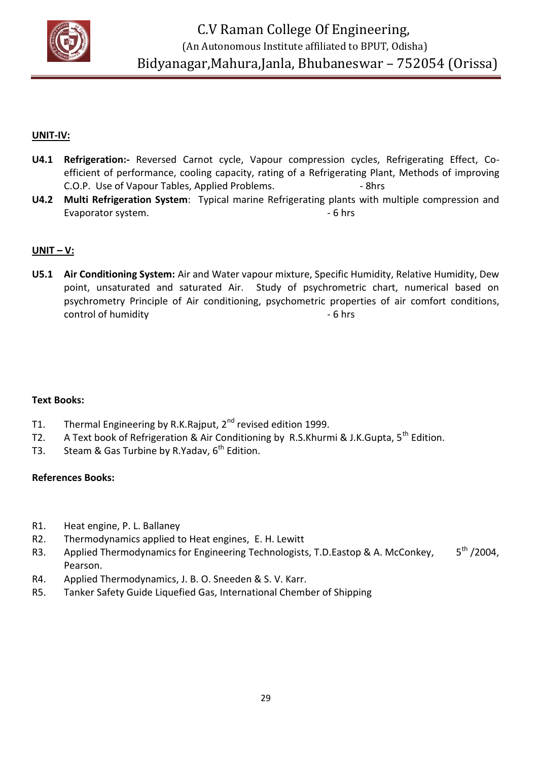**UNIT-IV:**

- **U4.1** **Refrigeration:-** Reversed Carnot cycle, Vapour compression cycles, Refrigerating Effect, Co-efficient of performance, cooling capacity, rating of a Refrigerating Plant, Methods of improving C.O.P. Use of Vapour Tables, Applied Problems. - 8hrs
- **U4.2** **Multi Refrigeration System**: Typical marine Refrigerating plants with multiple compression and Evaporator system. - 6 hrs

**UNIT – V:**

- **U5.1** **Air Conditioning System:** Air and Water vapour mixture, Specific Humidity, Relative Humidity, Dew point, unsaturated and saturated Air. Study of psychrometric chart, numerical based on psychrometry Principle of Air conditioning, psychometric properties of air comfort conditions, control of humidity - 6 hrs

**Text Books:**

- T1. Thermal Engineering by R.K.Rajput, 2nd revised edition 1999.
- T2. A Text book of Refrigeration & Air Conditioning by R.S.Khurmi & J.K.Gupta, 5th Edition.
- T3. Steam & Gas Turbine by R.Yadav, 6th Edition.

**References Books:**

- R1. Heat engine, P. L. Ballaney
- R2. Thermodynamics applied to Heat engines, E. H. Lewitt
- R3. Applied Thermodynamics for Engineering Technologists, T.D.Eastop & A. McConkey, 5th /2004, Pearson.
- R4. Applied Thermodynamics, J. B. O. Sneeden & S. V. Karr.
- R5. Tanker Safety Guide Liquefied Gas, International Chember of Shipping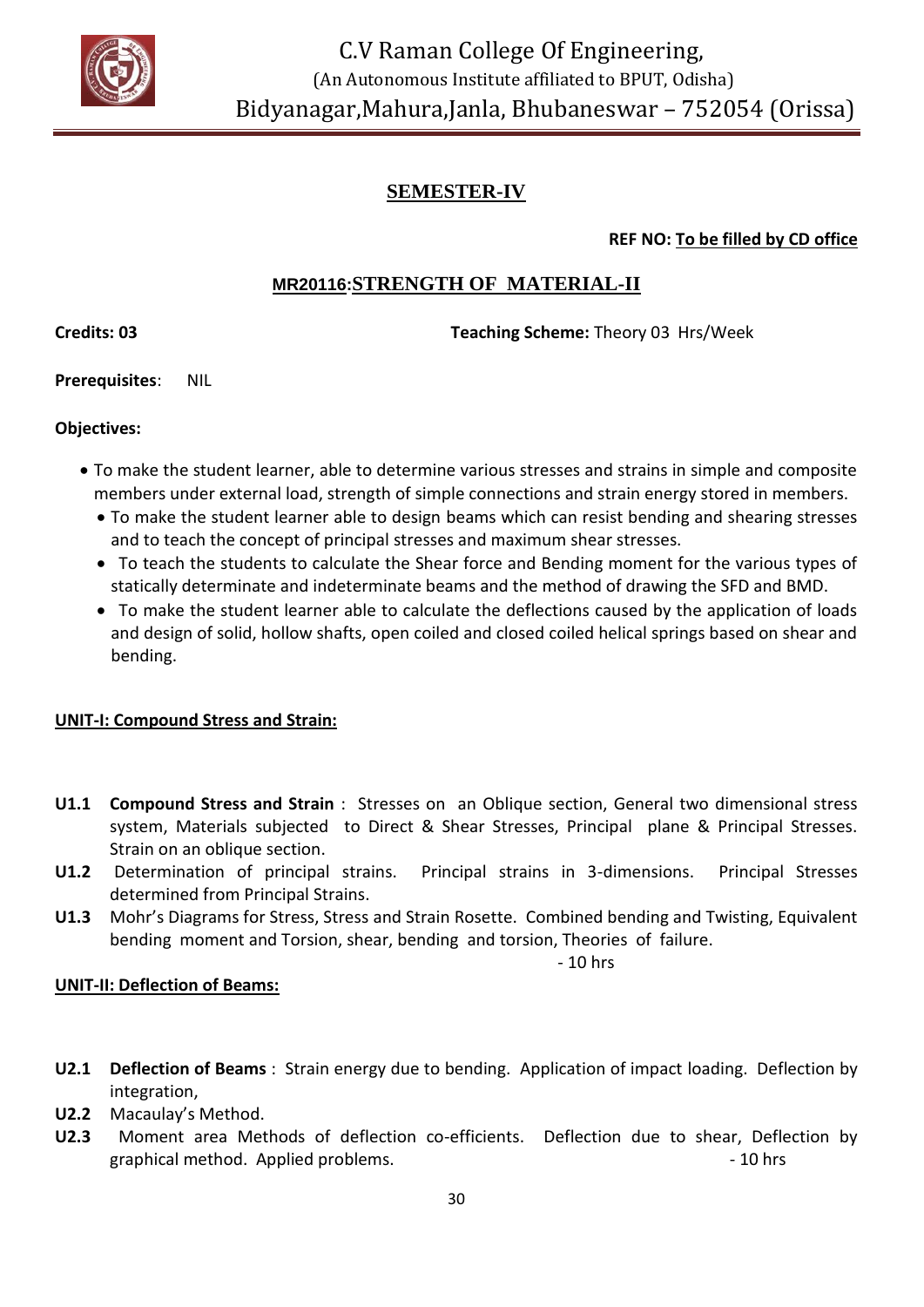C.V Raman College Of Engineering,
(An Autonomous Institute affiliated to BPUT, Odisha)
Bidyanagar,Mahura,Janla, Bhubaneswar – 752054 (Orissa)

## SEMESTER-IV

**REF NO: To be filled by CD office**

## MR20116:STRENGTH OF MATERIAL-II

**Credits: 03** **Teaching Scheme:** Theory 03 Hrs/Week

**Prerequisites**: NIL

**Objectives:**

- To make the student learner, able to determine various stresses and strains in simple and composite members under external load, strength of simple connections and strain energy stored in members.
- To make the student learner able to design beams which can resist bending and shearing stresses and to teach the concept of principal stresses and maximum shear stresses.
- To teach the students to calculate the Shear force and Bending moment for the various types of statically determinate and indeterminate beams and the method of drawing the SFD and BMD.
- To make the student learner able to calculate the deflections caused by the application of loads and design of solid, hollow shafts, open coiled and closed coiled helical springs based on shear and bending.

### UNIT-I: Compound Stress and Strain:

**U1.1** **Compound Stress and Strain** : Stresses on an Oblique section, General two dimensional stress system, Materials subjected to Direct & Shear Stresses, Principal plane & Principal Stresses. Strain on an oblique section.

**U1.2** Determination of principal strains. Principal strains in 3-dimensions. Principal Stresses determined from Principal Strains.

**U1.3** Mohr's Diagrams for Stress, Stress and Strain Rosette. Combined bending and Twisting, Equivalent bending moment and Torsion, shear, bending and torsion, Theories of failure.

- 10 hrs

### UNIT-II: Deflection of Beams:

**U2.1** **Deflection of Beams** : Strain energy due to bending. Application of impact loading. Deflection by integration,

**U2.2** Macaulay's Method.

**U2.3** Moment area Methods of deflection co-efficients. Deflection due to shear, Deflection by graphical method. Applied problems. - 10 hrs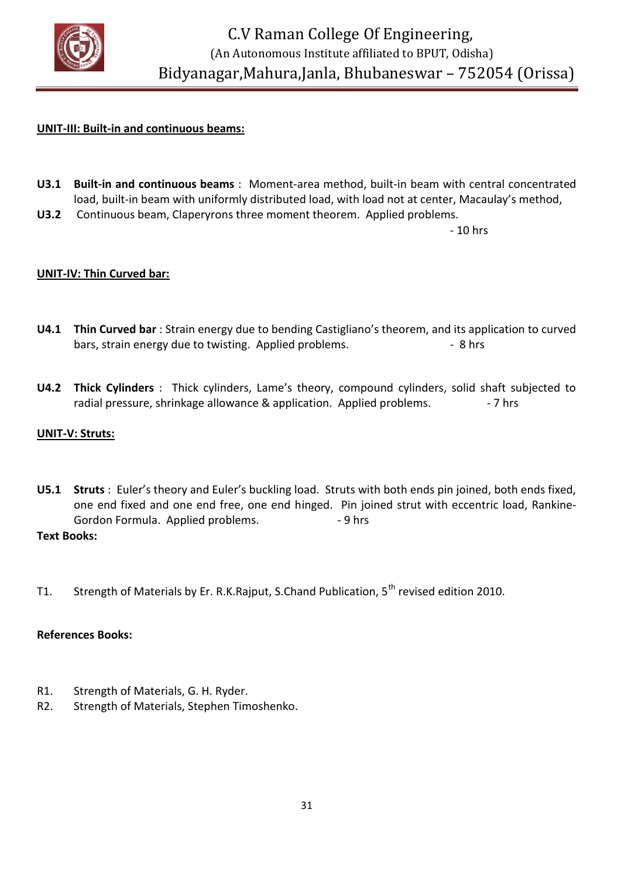**UNIT-III: Built-in and continuous beams:**

**U3.1** **Built-in and continuous beams** : Moment-area method, built-in beam with central concentrated load, built-in beam with uniformly distributed load, with load not at center, Macaulay's method,

**U3.2** Continuous beam, Claperyrons three moment theorem. Applied problems.

- 10 hrs

**UNIT-IV: Thin Curved bar:**

**U4.1** **Thin Curved bar** : Strain energy due to bending Castigliano's theorem, and its application to curved bars, strain energy due to twisting. Applied problems. - 8 hrs

**U4.2** **Thick Cylinders** : Thick cylinders, Lame's theory, compound cylinders, solid shaft subjected to radial pressure, shrinkage allowance & application. Applied problems. - 7 hrs

**UNIT-V: Struts:**

**U5.1** **Struts** : Euler's theory and Euler's buckling load. Struts with both ends pin joined, both ends fixed, one end fixed and one end free, one end hinged. Pin joined strut with eccentric load, Rankine-Gordon Formula. Applied problems. - 9 hrs

**Text Books:**

T1. Strength of Materials by Er. R.K.Rajput, S.Chand Publication, 5th revised edition 2010.

**References Books:**

R1. Strength of Materials, G. H. Ryder.

R2. Strength of Materials, Stephen Timoshenko.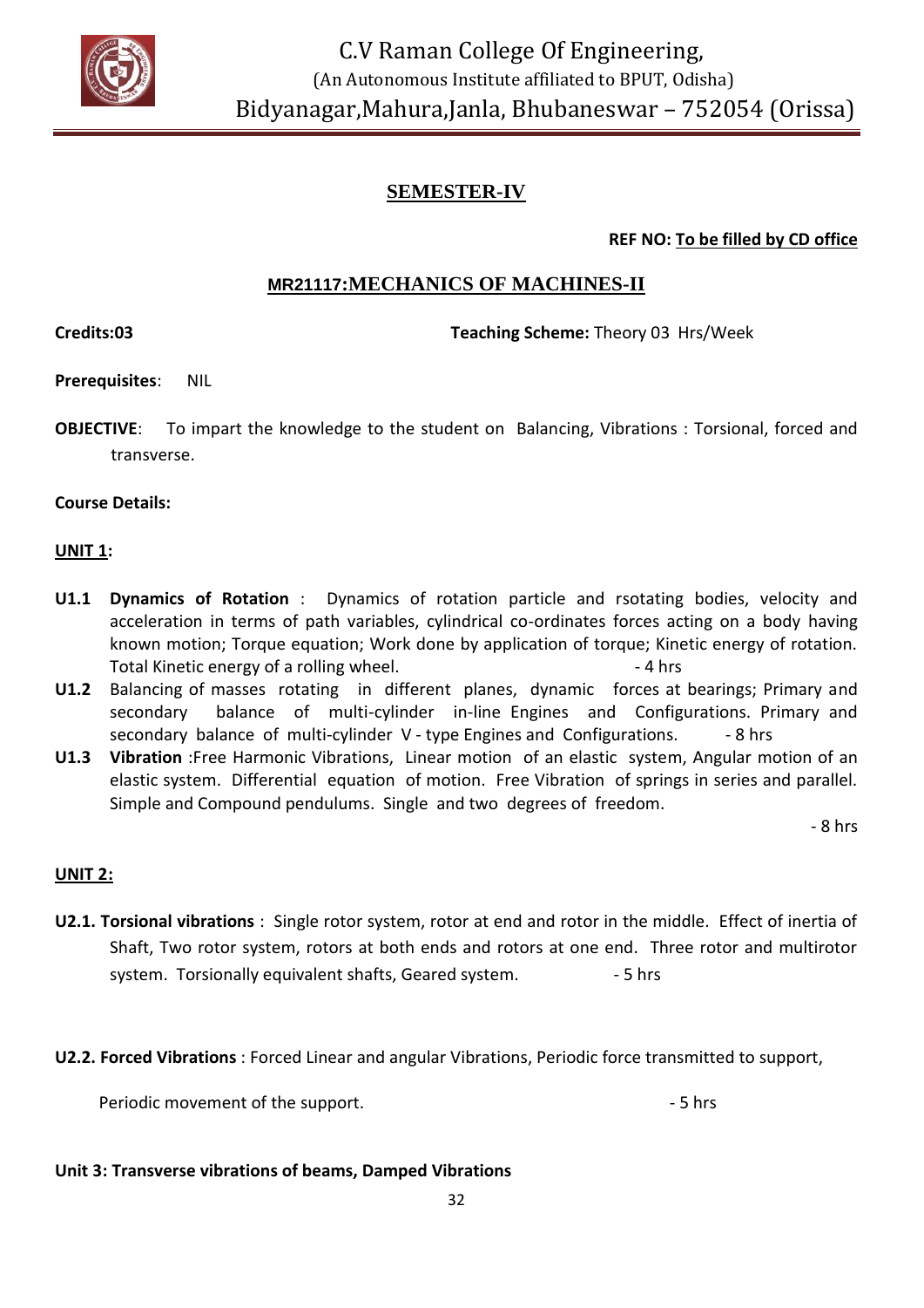## SEMESTER-IV

**REF NO: To be filled by CD office**

## MR21117:MECHANICS OF MACHINES-II

**Credits:03** **Teaching Scheme:** Theory 03 Hrs/Week

**Prerequisites**: NIL

**OBJECTIVE**: To impart the knowledge to the student on Balancing, Vibrations : Torsional, forced and transverse.

**Course Details:**

**UNIT 1:**

**U1.1 Dynamics of Rotation** : Dynamics of rotation particle and rsotating bodies, velocity and acceleration in terms of path variables, cylindrical co-ordinates forces acting on a body having known motion; Torque equation; Work done by application of torque; Kinetic energy of rotation. Total Kinetic energy of a rolling wheel. - 4 hrs

**U1.2** Balancing of masses rotating in different planes, dynamic forces at bearings; Primary and secondary balance of multi-cylinder in-line Engines and Configurations. Primary and secondary balance of multi-cylinder V - type Engines and Configurations. - 8 hrs

**U1.3 Vibration** :Free Harmonic Vibrations, Linear motion of an elastic system, Angular motion of an elastic system. Differential equation of motion. Free Vibration of springs in series and parallel. Simple and Compound pendulums. Single and two degrees of freedom. - 8 hrs

**UNIT 2:**

**U2.1. Torsional vibrations** : Single rotor system, rotor at end and rotor in the middle. Effect of inertia of Shaft, Two rotor system, rotors at both ends and rotors at one end. Three rotor and multirotor system. Torsionally equivalent shafts, Geared system. - 5 hrs

**U2.2. Forced Vibrations** : Forced Linear and angular Vibrations, Periodic force transmitted to support, Periodic movement of the support. - 5 hrs

**Unit 3: Transverse vibrations of beams, Damped Vibrations**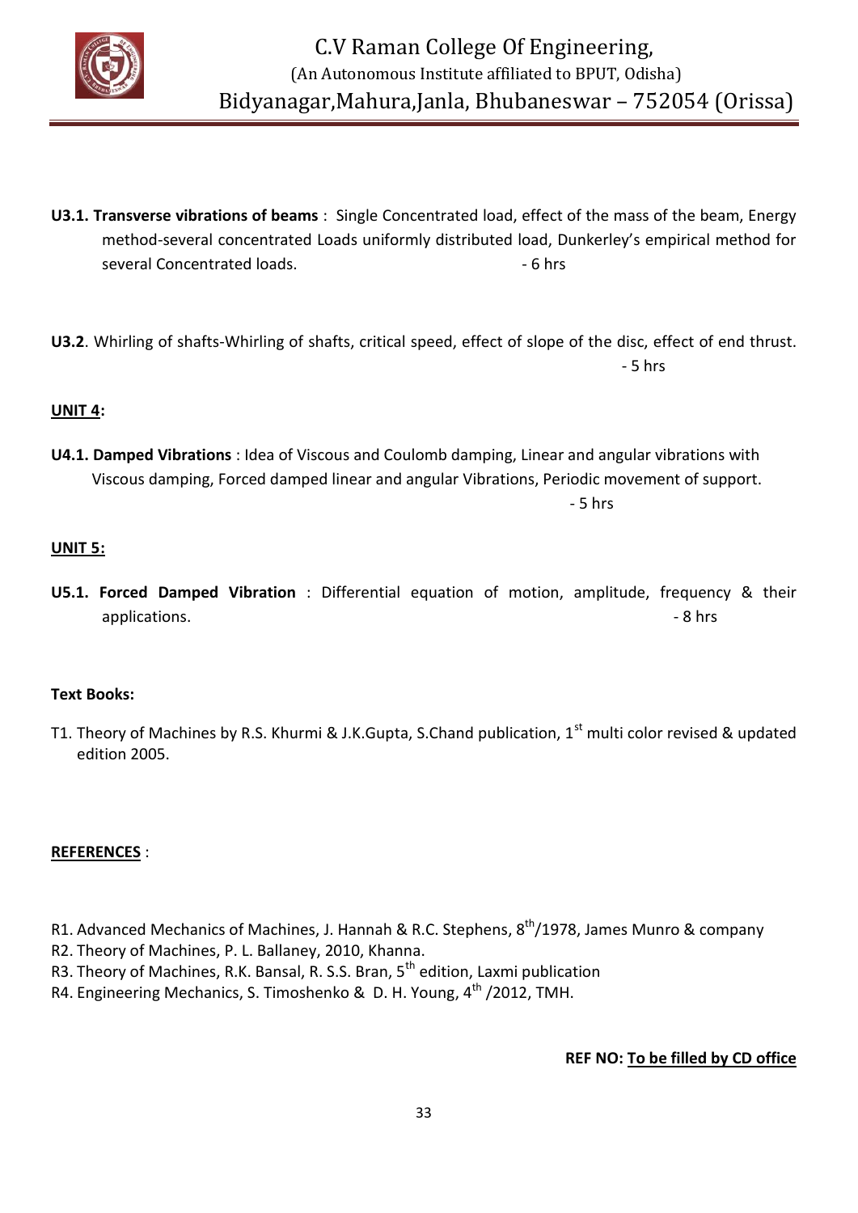**U3.1. Transverse vibrations of beams** : Single Concentrated load, effect of the mass of the beam, Energy method-several concentrated Loads uniformly distributed load, Dunkerley's empirical method for several Concentrated loads. - 6 hrs

**U3.2**. Whirling of shafts-Whirling of shafts, critical speed, effect of slope of the disc, effect of end thrust. - 5 hrs

**UNIT 4:**

**U4.1. Damped Vibrations** : Idea of Viscous and Coulomb damping, Linear and angular vibrations with Viscous damping, Forced damped linear and angular Vibrations, Periodic movement of support. - 5 hrs

**UNIT 5:**

**U5.1. Forced Damped Vibration** : Differential equation of motion, amplitude, frequency & their applications. - 8 hrs

**Text Books:**

T1. Theory of Machines by R.S. Khurmi & J.K.Gupta, S.Chand publication, 1st multi color revised & updated edition 2005.

**REFERENCES** :

R1. Advanced Mechanics of Machines, J. Hannah & R.C. Stephens, 8th/1978, James Munro & company
R2. Theory of Machines, P. L. Ballaney, 2010, Khanna.
R3. Theory of Machines, R.K. Bansal, R. S.S. Bran, 5th edition, Laxmi publication
R4. Engineering Mechanics, S. Timoshenko & D. H. Young, 4th /2012, TMH.

**REF NO: To be filled by CD office**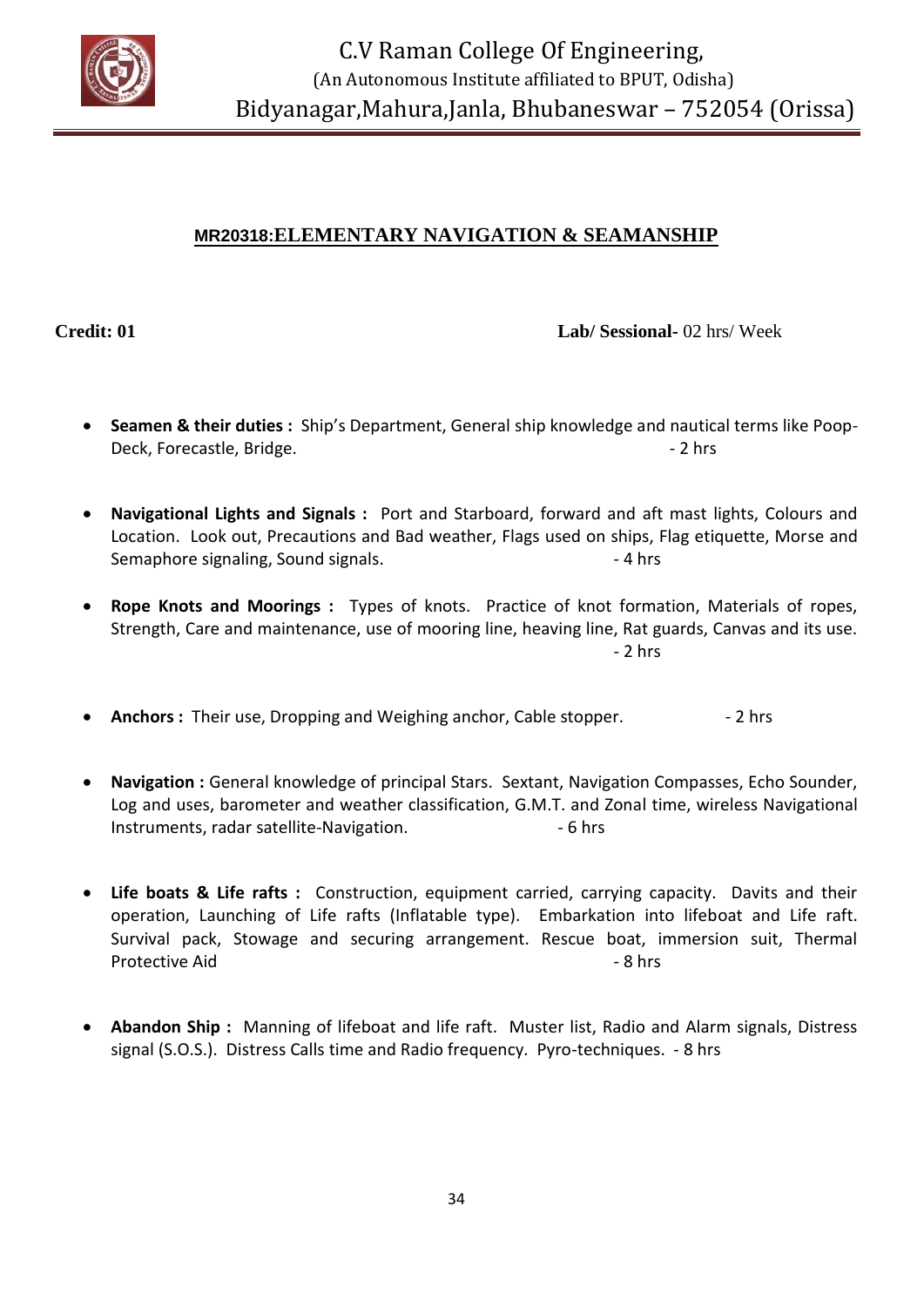## MR20318:ELEMENTARY NAVIGATION & SEAMANSHIP

**Credit: 01** **Lab/ Sessional-** 02 hrs/ Week

- **Seamen & their duties :** Ship's Department, General ship knowledge and nautical terms like Poop-Deck, Forecastle, Bridge. - 2 hrs
- **Navigational Lights and Signals :** Port and Starboard, forward and aft mast lights, Colours and Location. Look out, Precautions and Bad weather, Flags used on ships, Flag etiquette, Morse and Semaphore signaling, Sound signals. - 4 hrs
- **Rope Knots and Moorings :** Types of knots. Practice of knot formation, Materials of ropes, Strength, Care and maintenance, use of mooring line, heaving line, Rat guards, Canvas and its use. - 2 hrs
- **Anchors :** Their use, Dropping and Weighing anchor, Cable stopper. - 2 hrs
- **Navigation :** General knowledge of principal Stars. Sextant, Navigation Compasses, Echo Sounder, Log and uses, barometer and weather classification, G.M.T. and Zonal time, wireless Navigational Instruments, radar satellite-Navigation. - 6 hrs
- **Life boats & Life rafts :** Construction, equipment carried, carrying capacity. Davits and their operation, Launching of Life rafts (Inflatable type). Embarkation into lifeboat and Life raft. Survival pack, Stowage and securing arrangement. Rescue boat, immersion suit, Thermal Protective Aid - 8 hrs
- **Abandon Ship :** Manning of lifeboat and life raft. Muster list, Radio and Alarm signals, Distress signal (S.O.S.). Distress Calls time and Radio frequency. Pyro-techniques. - 8 hrs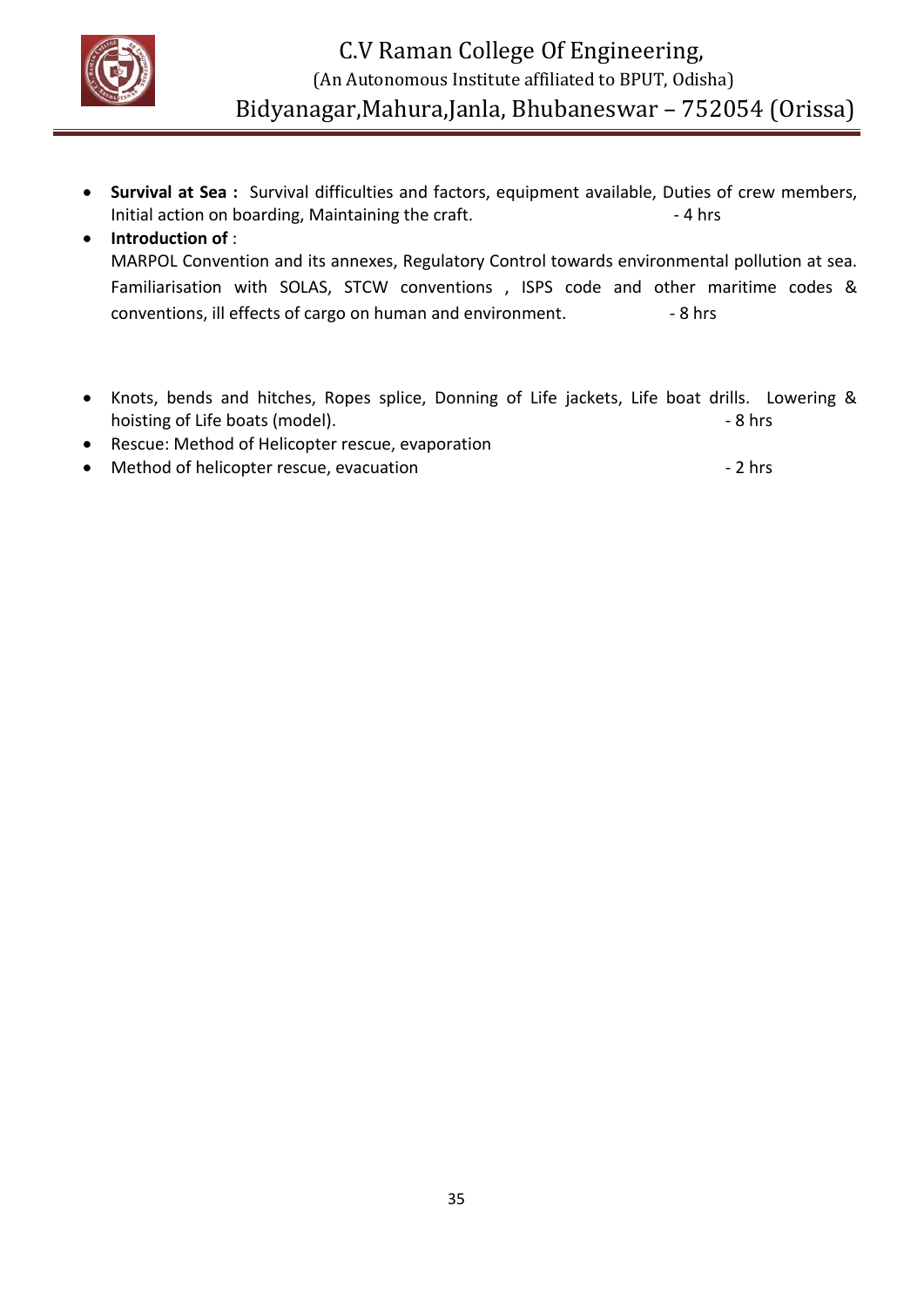- **Survival at Sea :** Survival difficulties and factors, equipment available, Duties of crew members, Initial action on boarding, Maintaining the craft. - 4 hrs
- **Introduction of** :
  MARPOL Convention and its annexes, Regulatory Control towards environmental pollution at sea. Familiarisation with SOLAS, STCW conventions , ISPS code and other maritime codes & conventions, ill effects of cargo on human and environment. - 8 hrs

- Knots, bends and hitches, Ropes splice, Donning of Life jackets, Life boat drills. Lowering & hoisting of Life boats (model). - 8 hrs
- Rescue: Method of Helicopter rescue, evaporation
- Method of helicopter rescue, evacuation - 2 hrs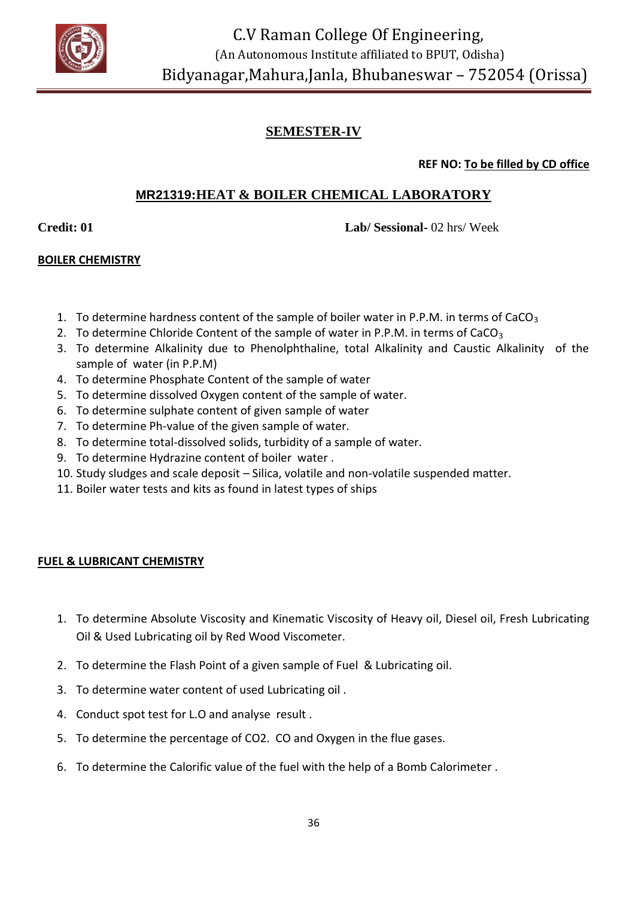C.V Raman College Of Engineering,
(An Autonomous Institute affiliated to BPUT, Odisha)
Bidyanagar,Mahura,Janla, Bhubaneswar – 752054 (Orissa)

## SEMESTER-IV

**REF NO: To be filled by CD office**

## MR21319:HEAT & BOILER CHEMICAL LABORATORY

**Credit: 01** **Lab/ Sessional-** 02 hrs/ Week

### BOILER CHEMISTRY

1. To determine hardness content of the sample of boiler water in P.P.M. in terms of $CaCO_3$
2. To determine Chloride Content of the sample of water in P.P.M. in terms of $CaCO_3$
3. To determine Alkalinity due to Phenolphthaline, total Alkalinity and Caustic Alkalinity of the sample of water (in P.P.M)
4. To determine Phosphate Content of the sample of water
5. To determine dissolved Oxygen content of the sample of water.
6. To determine sulphate content of given sample of water
7. To determine Ph-value of the given sample of water.
8. To determine total-dissolved solids, turbidity of a sample of water.
9. To determine Hydrazine content of boiler water .
10. Study sludges and scale deposit – Silica, volatile and non-volatile suspended matter.
11. Boiler water tests and kits as found in latest types of ships

### FUEL & LUBRICANT CHEMISTRY

1. To determine Absolute Viscosity and Kinematic Viscosity of Heavy oil, Diesel oil, Fresh Lubricating Oil & Used Lubricating oil by Red Wood Viscometer.
2. To determine the Flash Point of a given sample of Fuel & Lubricating oil.
3. To determine water content of used Lubricating oil .
4. Conduct spot test for L.O and analyse result .
5. To determine the percentage of $CO_2$. CO and Oxygen in the flue gases.
6. To determine the Calorific value of the fuel with the help of a Bomb Calorimeter .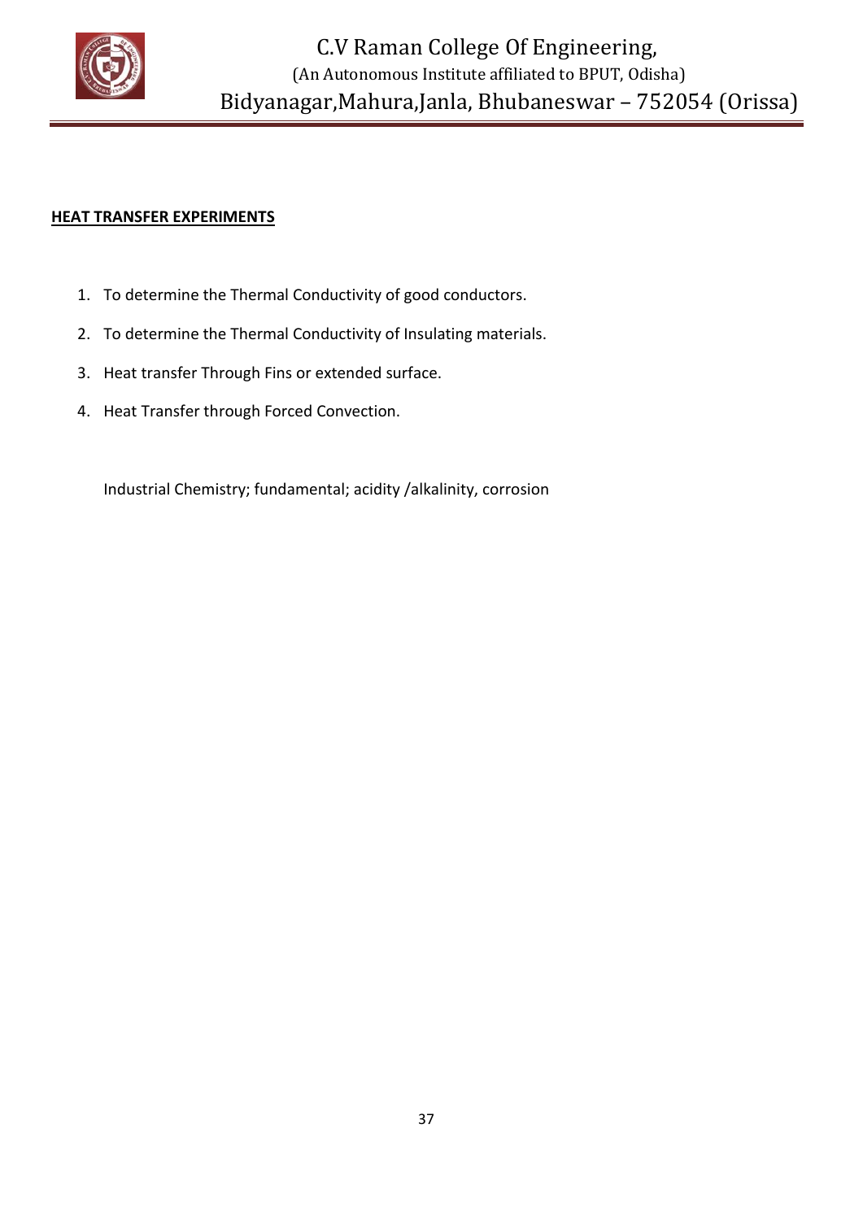**HEAT TRANSFER EXPERIMENTS**

1. To determine the Thermal Conductivity of good conductors.
2. To determine the Thermal Conductivity of Insulating materials.
3. Heat transfer Through Fins or extended surface.
4. Heat Transfer through Forced Convection.

Industrial Chemistry; fundamental; acidity /alkalinity, corrosion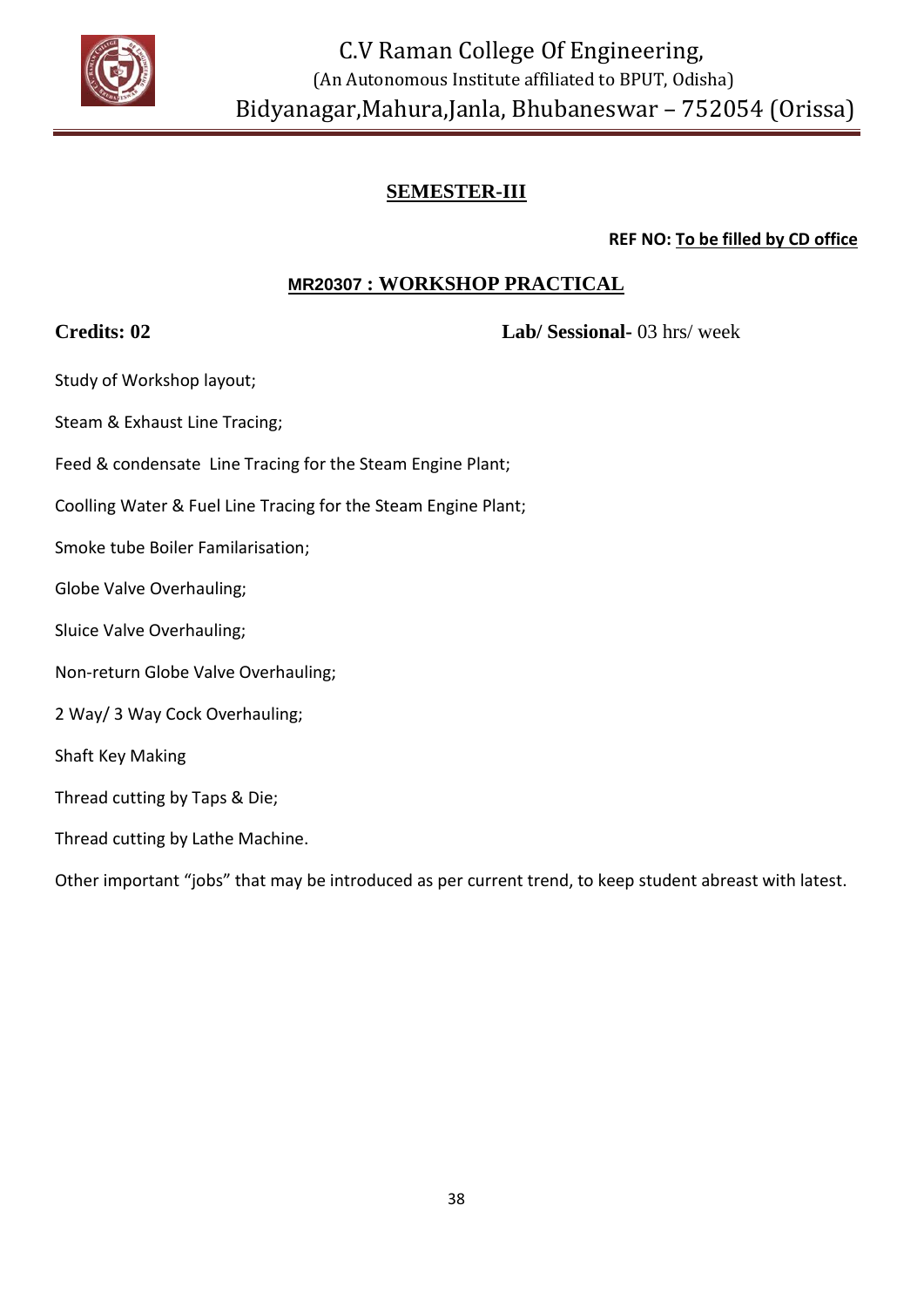# SEMESTER-III

**REF NO: To be filled by CD office**

## MR20307 : WORKSHOP PRACTICAL

**Credits: 02** **Lab/ Sessional-** 03 hrs/ week

Study of Workshop layout;

Steam & Exhaust Line Tracing;

Feed & condensate Line Tracing for the Steam Engine Plant;

Coolling Water & Fuel Line Tracing for the Steam Engine Plant;

Smoke tube Boiler Familarisation;

Globe Valve Overhauling;

Sluice Valve Overhauling;

Non-return Globe Valve Overhauling;

2 Way/ 3 Way Cock Overhauling;

Shaft Key Making

Thread cutting by Taps & Die;

Thread cutting by Lathe Machine.

Other important "jobs" that may be introduced as per current trend, to keep student abreast with latest.